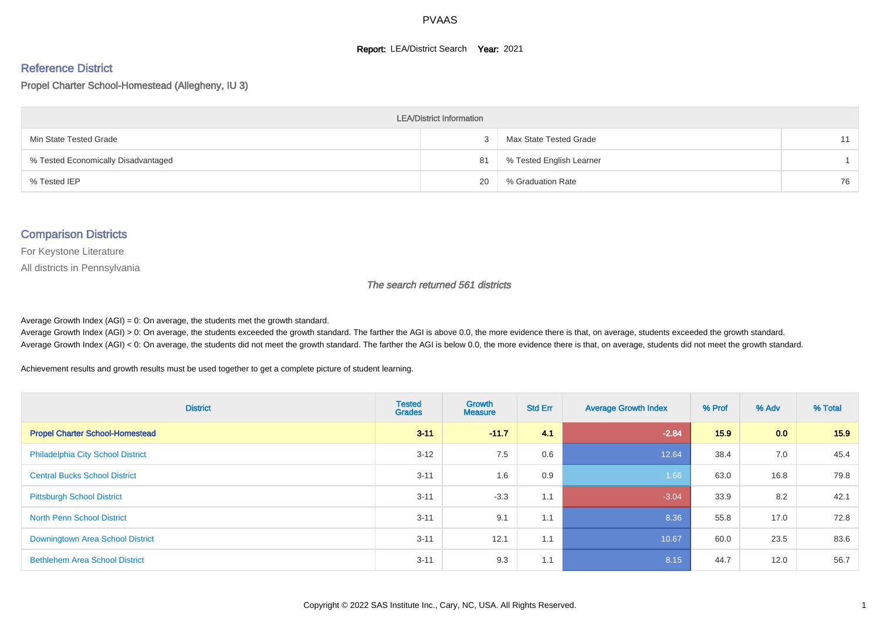# PVAAS

**Report:** LEA/District Search **Year:** 2021

## Reference District

Propel Charter School-Homestead (Allegheny, IU 3)

| LEA/District Information | | | |
|---|---|---|---|
| Min State Tested Grade | 3 | Max State Tested Grade | 11 |
| % Tested Economically Disadvantaged | 81 | % Tested English Learner | 1 |
| % Tested IEP | 20 | % Graduation Rate | 76 |

## Comparison Districts

For Keystone Literature

All districts in Pennsylvania

*The search returned 561 districts*

Average Growth Index (AGI) = 0: On average, the students met the growth standard.

Average Growth Index (AGI) > 0: On average, the students exceeded the growth standard. The farther the AGI is above 0.0, the more evidence there is that, on average, students exceeded the growth standard.

Average Growth Index (AGI) < 0: On average, the students did not meet the growth standard. The farther the AGI is below 0.0, the more evidence there is that, on average, students did not meet the growth standard.

Achievement results and growth results must be used together to get a complete picture of student learning.

| District | Tested Grades | Growth Measure | Std Err | Average Growth Index | % Prof | % Adv | % Total |
|---|---|---|---|---|---|---|---|
| **Propel Charter School-Homestead** | **3-11** | **-11.7** | **4.1** | **-2.84** | **15.9** | **0.0** | **15.9** |
| Philadelphia City School District | 3-12 | 7.5 | 0.6 | 12.64 | 38.4 | 7.0 | 45.4 |
| Central Bucks School District | 3-11 | 1.6 | 0.9 | 1.66 | 63.0 | 16.8 | 79.8 |
| Pittsburgh School District | 3-11 | -3.3 | 1.1 | -3.04 | 33.9 | 8.2 | 42.1 |
| North Penn School District | 3-11 | 9.1 | 1.1 | 8.36 | 55.8 | 17.0 | 72.8 |
| Downingtown Area School District | 3-11 | 12.1 | 1.1 | 10.67 | 60.0 | 23.5 | 83.6 |
| Bethlehem Area School District | 3-11 | 9.3 | 1.1 | 8.15 | 44.7 | 12.0 | 56.7 |

Copyright © 2022 SAS Institute Inc., Cary, NC, USA. All Rights Reserved.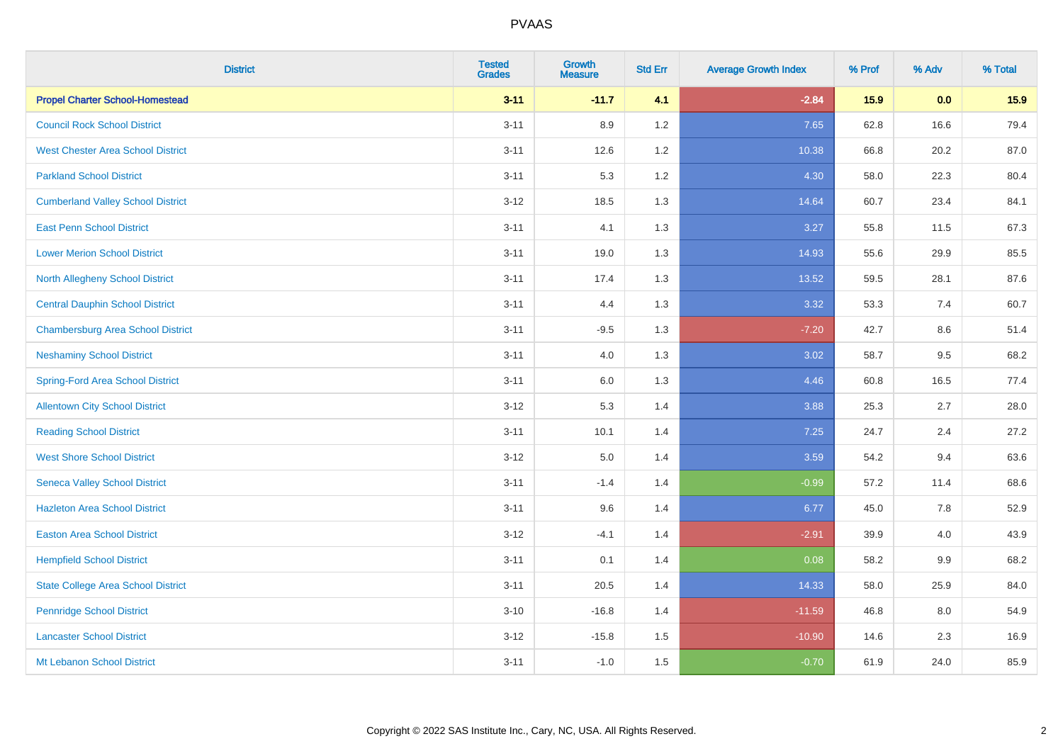| District | Tested Grades | Growth Measure | Std Err | Average Growth Index | % Prof | % Adv | % Total |
|---|---|---|---|---|---|---|---|
| **Propel Charter School-Homestead** | **3-11** | **-11.7** | **4.1** | **-2.84** | **15.9** | **0.0** | **15.9** |
| Council Rock School District | 3-11 | 8.9 | 1.2 | 7.65 | 62.8 | 16.6 | 79.4 |
| West Chester Area School District | 3-11 | 12.6 | 1.2 | 10.38 | 66.8 | 20.2 | 87.0 |
| Parkland School District | 3-11 | 5.3 | 1.2 | 4.30 | 58.0 | 22.3 | 80.4 |
| Cumberland Valley School District | 3-12 | 18.5 | 1.3 | 14.64 | 60.7 | 23.4 | 84.1 |
| East Penn School District | 3-11 | 4.1 | 1.3 | 3.27 | 55.8 | 11.5 | 67.3 |
| Lower Merion School District | 3-11 | 19.0 | 1.3 | 14.93 | 55.6 | 29.9 | 85.5 |
| North Allegheny School District | 3-11 | 17.4 | 1.3 | 13.52 | 59.5 | 28.1 | 87.6 |
| Central Dauphin School District | 3-11 | 4.4 | 1.3 | 3.32 | 53.3 | 7.4 | 60.7 |
| Chambersburg Area School District | 3-11 | -9.5 | 1.3 | -7.20 | 42.7 | 8.6 | 51.4 |
| Neshaminy School District | 3-11 | 4.0 | 1.3 | 3.02 | 58.7 | 9.5 | 68.2 |
| Spring-Ford Area School District | 3-11 | 6.0 | 1.3 | 4.46 | 60.8 | 16.5 | 77.4 |
| Allentown City School District | 3-12 | 5.3 | 1.4 | 3.88 | 25.3 | 2.7 | 28.0 |
| Reading School District | 3-11 | 10.1 | 1.4 | 7.25 | 24.7 | 2.4 | 27.2 |
| West Shore School District | 3-12 | 5.0 | 1.4 | 3.59 | 54.2 | 9.4 | 63.6 |
| Seneca Valley School District | 3-11 | -1.4 | 1.4 | -0.99 | 57.2 | 11.4 | 68.6 |
| Hazleton Area School District | 3-11 | 9.6 | 1.4 | 6.77 | 45.0 | 7.8 | 52.9 |
| Easton Area School District | 3-12 | -4.1 | 1.4 | -2.91 | 39.9 | 4.0 | 43.9 |
| Hempfield School District | 3-11 | 0.1 | 1.4 | 0.08 | 58.2 | 9.9 | 68.2 |
| State College Area School District | 3-11 | 20.5 | 1.4 | 14.33 | 58.0 | 25.9 | 84.0 |
| Pennridge School District | 3-10 | -16.8 | 1.4 | -11.59 | 46.8 | 8.0 | 54.9 |
| Lancaster School District | 3-12 | -15.8 | 1.5 | -10.90 | 14.6 | 2.3 | 16.9 |
| Mt Lebanon School District | 3-11 | -1.0 | 1.5 | -0.70 | 61.9 | 24.0 | 85.9 |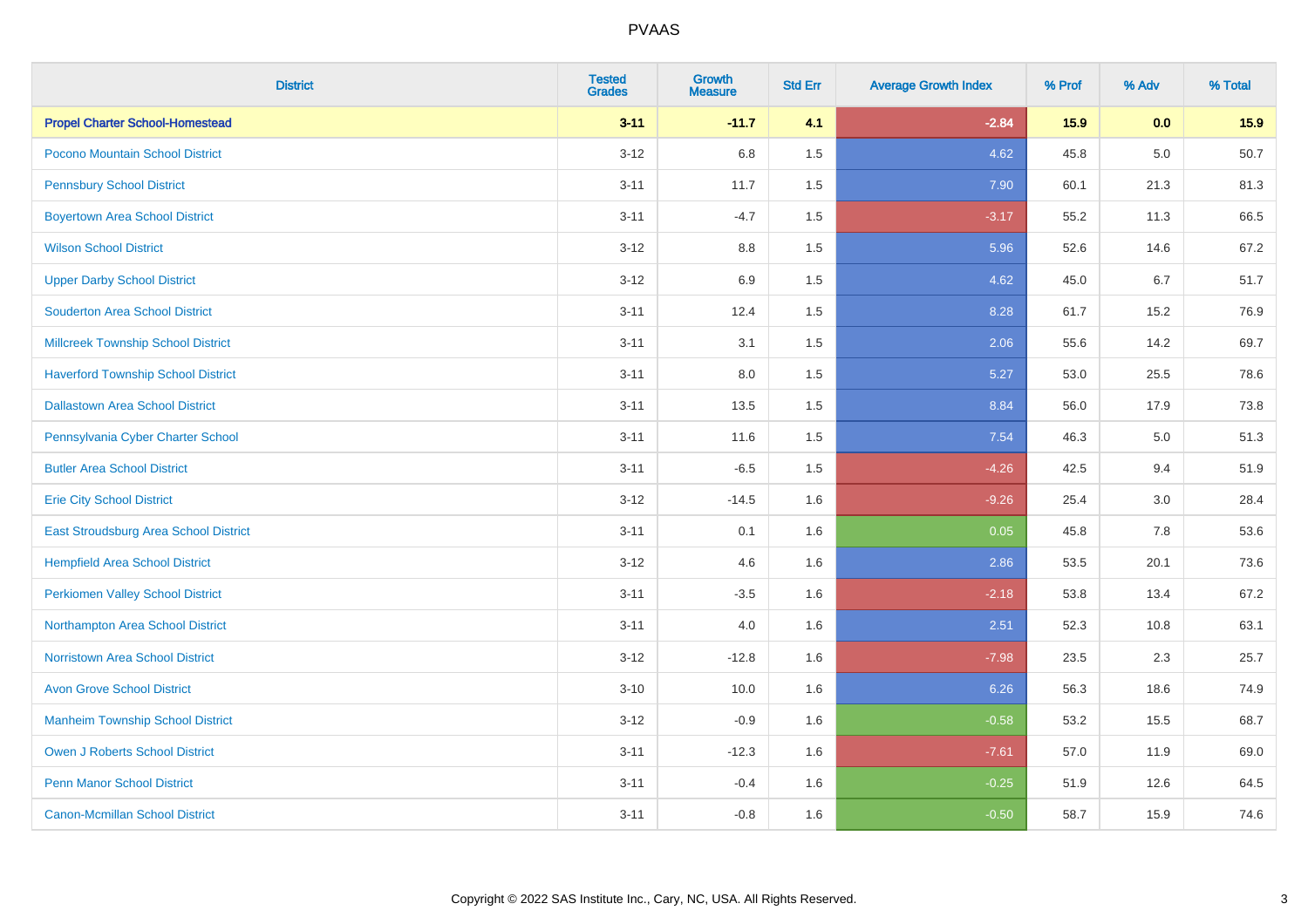# PVAAS

| District | Tested Grades | Growth Measure | Std Err | Average Growth Index | % Prof | % Adv | % Total |
|---|---|---|---|---|---|---|---|
| **Propel Charter School-Homestead** | **3-11** | **-11.7** | **4.1** | **-2.84** | **15.9** | **0.0** | **15.9** |
| Pocono Mountain School District | 3-12 | 6.8 | 1.5 | 4.62 | 45.8 | 5.0 | 50.7 |
| Pennsbury School District | 3-11 | 11.7 | 1.5 | 7.90 | 60.1 | 21.3 | 81.3 |
| Boyertown Area School District | 3-11 | -4.7 | 1.5 | -3.17 | 55.2 | 11.3 | 66.5 |
| Wilson School District | 3-12 | 8.8 | 1.5 | 5.96 | 52.6 | 14.6 | 67.2 |
| Upper Darby School District | 3-12 | 6.9 | 1.5 | 4.62 | 45.0 | 6.7 | 51.7 |
| Souderton Area School District | 3-11 | 12.4 | 1.5 | 8.28 | 61.7 | 15.2 | 76.9 |
| Millcreek Township School District | 3-11 | 3.1 | 1.5 | 2.06 | 55.6 | 14.2 | 69.7 |
| Haverford Township School District | 3-11 | 8.0 | 1.5 | 5.27 | 53.0 | 25.5 | 78.6 |
| Dallastown Area School District | 3-11 | 13.5 | 1.5 | 8.84 | 56.0 | 17.9 | 73.8 |
| Pennsylvania Cyber Charter School | 3-11 | 11.6 | 1.5 | 7.54 | 46.3 | 5.0 | 51.3 |
| Butler Area School District | 3-11 | -6.5 | 1.5 | -4.26 | 42.5 | 9.4 | 51.9 |
| Erie City School District | 3-12 | -14.5 | 1.6 | -9.26 | 25.4 | 3.0 | 28.4 |
| East Stroudsburg Area School District | 3-11 | 0.1 | 1.6 | 0.05 | 45.8 | 7.8 | 53.6 |
| Hempfield Area School District | 3-12 | 4.6 | 1.6 | 2.86 | 53.5 | 20.1 | 73.6 |
| Perkiomen Valley School District | 3-11 | -3.5 | 1.6 | -2.18 | 53.8 | 13.4 | 67.2 |
| Northampton Area School District | 3-11 | 4.0 | 1.6 | 2.51 | 52.3 | 10.8 | 63.1 |
| Norristown Area School District | 3-12 | -12.8 | 1.6 | -7.98 | 23.5 | 2.3 | 25.7 |
| Avon Grove School District | 3-10 | 10.0 | 1.6 | 6.26 | 56.3 | 18.6 | 74.9 |
| Manheim Township School District | 3-12 | -0.9 | 1.6 | -0.58 | 53.2 | 15.5 | 68.7 |
| Owen J Roberts School District | 3-11 | -12.3 | 1.6 | -7.61 | 57.0 | 11.9 | 69.0 |
| Penn Manor School District | 3-11 | -0.4 | 1.6 | -0.25 | 51.9 | 12.6 | 64.5 |
| Canon-Mcmillan School District | 3-11 | -0.8 | 1.6 | -0.50 | 58.7 | 15.9 | 74.6 |

Copyright © 2022 SAS Institute Inc., Cary, NC, USA. All Rights Reserved.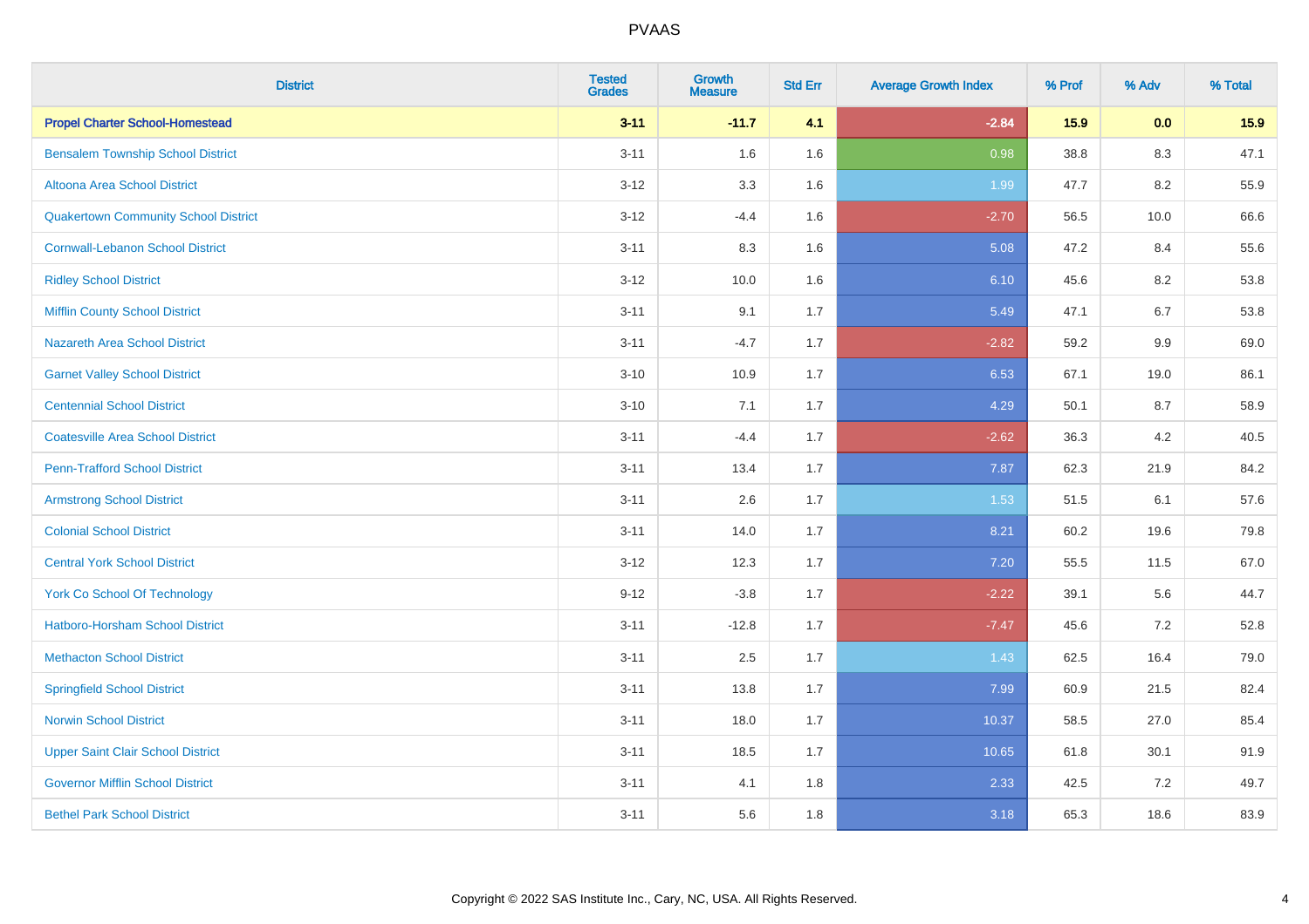# PVAAS

| District | Tested Grades | Growth Measure | Std Err | Average Growth Index | % Prof | % Adv | % Total |
|---|---|---|---|---|---|---|---|
| **Propel Charter School-Homestead** | **3-11** | **-11.7** | **4.1** | **-2.84** | **15.9** | **0.0** | **15.9** |
| Bensalem Township School District | 3-11 | 1.6 | 1.6 | 0.98 | 38.8 | 8.3 | 47.1 |
| Altoona Area School District | 3-12 | 3.3 | 1.6 | 1.99 | 47.7 | 8.2 | 55.9 |
| Quakertown Community School District | 3-12 | -4.4 | 1.6 | -2.70 | 56.5 | 10.0 | 66.6 |
| Cornwall-Lebanon School District | 3-11 | 8.3 | 1.6 | 5.08 | 47.2 | 8.4 | 55.6 |
| Ridley School District | 3-12 | 10.0 | 1.6 | 6.10 | 45.6 | 8.2 | 53.8 |
| Mifflin County School District | 3-11 | 9.1 | 1.7 | 5.49 | 47.1 | 6.7 | 53.8 |
| Nazareth Area School District | 3-11 | -4.7 | 1.7 | -2.82 | 59.2 | 9.9 | 69.0 |
| Garnet Valley School District | 3-10 | 10.9 | 1.7 | 6.53 | 67.1 | 19.0 | 86.1 |
| Centennial School District | 3-10 | 7.1 | 1.7 | 4.29 | 50.1 | 8.7 | 58.9 |
| Coatesville Area School District | 3-11 | -4.4 | 1.7 | -2.62 | 36.3 | 4.2 | 40.5 |
| Penn-Trafford School District | 3-11 | 13.4 | 1.7 | 7.87 | 62.3 | 21.9 | 84.2 |
| Armstrong School District | 3-11 | 2.6 | 1.7 | 1.53 | 51.5 | 6.1 | 57.6 |
| Colonial School District | 3-11 | 14.0 | 1.7 | 8.21 | 60.2 | 19.6 | 79.8 |
| Central York School District | 3-12 | 12.3 | 1.7 | 7.20 | 55.5 | 11.5 | 67.0 |
| York Co School Of Technology | 9-12 | -3.8 | 1.7 | -2.22 | 39.1 | 5.6 | 44.7 |
| Hatboro-Horsham School District | 3-11 | -12.8 | 1.7 | -7.47 | 45.6 | 7.2 | 52.8 |
| Methacton School District | 3-11 | 2.5 | 1.7 | 1.43 | 62.5 | 16.4 | 79.0 |
| Springfield School District | 3-11 | 13.8 | 1.7 | 7.99 | 60.9 | 21.5 | 82.4 |
| Norwin School District | 3-11 | 18.0 | 1.7 | 10.37 | 58.5 | 27.0 | 85.4 |
| Upper Saint Clair School District | 3-11 | 18.5 | 1.7 | 10.65 | 61.8 | 30.1 | 91.9 |
| Governor Mifflin School District | 3-11 | 4.1 | 1.8 | 2.33 | 42.5 | 7.2 | 49.7 |
| Bethel Park School District | 3-11 | 5.6 | 1.8 | 3.18 | 65.3 | 18.6 | 83.9 |

Copyright © 2022 SAS Institute Inc., Cary, NC, USA. All Rights Reserved.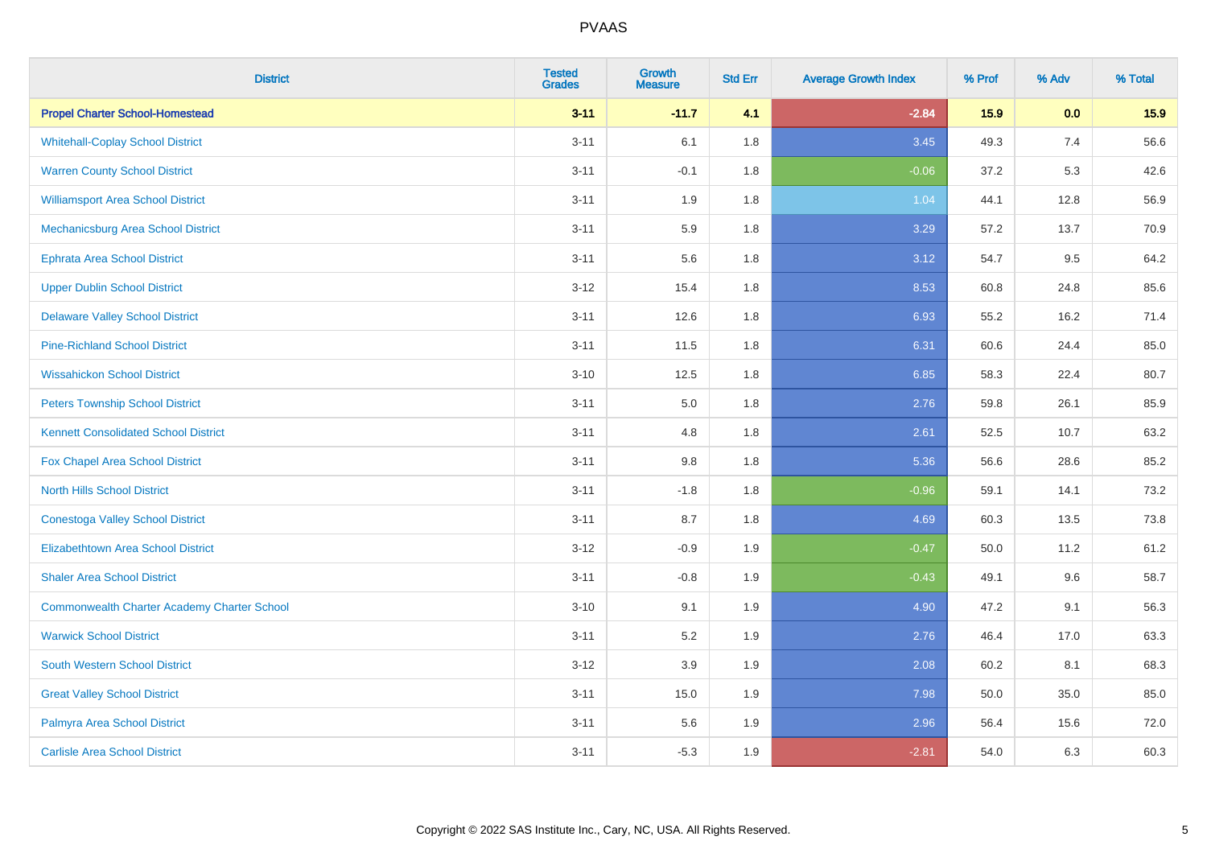| District | Tested Grades | Growth Measure | Std Err | Average Growth Index | % Prof | % Adv | % Total |
|---|---|---|---|---|---|---|---|
| **Propel Charter School-Homestead** | **3-11** | **-11.7** | **4.1** | **-2.84** | **15.9** | **0.0** | **15.9** |
| Whitehall-Coplay School District | 3-11 | 6.1 | 1.8 | 3.45 | 49.3 | 7.4 | 56.6 |
| Warren County School District | 3-11 | -0.1 | 1.8 | -0.06 | 37.2 | 5.3 | 42.6 |
| Williamsport Area School District | 3-11 | 1.9 | 1.8 | 1.04 | 44.1 | 12.8 | 56.9 |
| Mechanicsburg Area School District | 3-11 | 5.9 | 1.8 | 3.29 | 57.2 | 13.7 | 70.9 |
| Ephrata Area School District | 3-11 | 5.6 | 1.8 | 3.12 | 54.7 | 9.5 | 64.2 |
| Upper Dublin School District | 3-12 | 15.4 | 1.8 | 8.53 | 60.8 | 24.8 | 85.6 |
| Delaware Valley School District | 3-11 | 12.6 | 1.8 | 6.93 | 55.2 | 16.2 | 71.4 |
| Pine-Richland School District | 3-11 | 11.5 | 1.8 | 6.31 | 60.6 | 24.4 | 85.0 |
| Wissahickon School District | 3-10 | 12.5 | 1.8 | 6.85 | 58.3 | 22.4 | 80.7 |
| Peters Township School District | 3-11 | 5.0 | 1.8 | 2.76 | 59.8 | 26.1 | 85.9 |
| Kennett Consolidated School District | 3-11 | 4.8 | 1.8 | 2.61 | 52.5 | 10.7 | 63.2 |
| Fox Chapel Area School District | 3-11 | 9.8 | 1.8 | 5.36 | 56.6 | 28.6 | 85.2 |
| North Hills School District | 3-11 | -1.8 | 1.8 | -0.96 | 59.1 | 14.1 | 73.2 |
| Conestoga Valley School District | 3-11 | 8.7 | 1.8 | 4.69 | 60.3 | 13.5 | 73.8 |
| Elizabethtown Area School District | 3-12 | -0.9 | 1.9 | -0.47 | 50.0 | 11.2 | 61.2 |
| Shaler Area School District | 3-11 | -0.8 | 1.9 | -0.43 | 49.1 | 9.6 | 58.7 |
| Commonwealth Charter Academy Charter School | 3-10 | 9.1 | 1.9 | 4.90 | 47.2 | 9.1 | 56.3 |
| Warwick School District | 3-11 | 5.2 | 1.9 | 2.76 | 46.4 | 17.0 | 63.3 |
| South Western School District | 3-12 | 3.9 | 1.9 | 2.08 | 60.2 | 8.1 | 68.3 |
| Great Valley School District | 3-11 | 15.0 | 1.9 | 7.98 | 50.0 | 35.0 | 85.0 |
| Palmyra Area School District | 3-11 | 5.6 | 1.9 | 2.96 | 56.4 | 15.6 | 72.0 |
| Carlisle Area School District | 3-11 | -5.3 | 1.9 | -2.81 | 54.0 | 6.3 | 60.3 |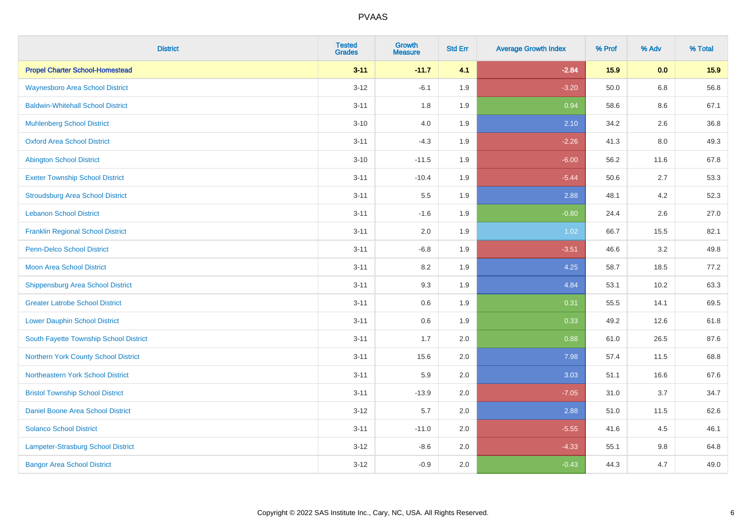| District | Tested Grades | Growth Measure | Std Err | Average Growth Index | % Prof | % Adv | % Total |
|---|---|---|---|---|---|---|---|
| **Propel Charter School-Homestead** | **3-11** | **-11.7** | **4.1** | **-2.84** | **15.9** | **0.0** | **15.9** |
| Waynesboro Area School District | 3-12 | -6.1 | 1.9 | -3.20 | 50.0 | 6.8 | 56.8 |
| Baldwin-Whitehall School District | 3-11 | 1.8 | 1.9 | 0.94 | 58.6 | 8.6 | 67.1 |
| Muhlenberg School District | 3-10 | 4.0 | 1.9 | 2.10 | 34.2 | 2.6 | 36.8 |
| Oxford Area School District | 3-11 | -4.3 | 1.9 | -2.26 | 41.3 | 8.0 | 49.3 |
| Abington School District | 3-10 | -11.5 | 1.9 | -6.00 | 56.2 | 11.6 | 67.8 |
| Exeter Township School District | 3-11 | -10.4 | 1.9 | -5.44 | 50.6 | 2.7 | 53.3 |
| Stroudsburg Area School District | 3-11 | 5.5 | 1.9 | 2.88 | 48.1 | 4.2 | 52.3 |
| Lebanon School District | 3-11 | -1.6 | 1.9 | -0.80 | 24.4 | 2.6 | 27.0 |
| Franklin Regional School District | 3-11 | 2.0 | 1.9 | 1.02 | 66.7 | 15.5 | 82.1 |
| Penn-Delco School District | 3-11 | -6.8 | 1.9 | -3.51 | 46.6 | 3.2 | 49.8 |
| Moon Area School District | 3-11 | 8.2 | 1.9 | 4.25 | 58.7 | 18.5 | 77.2 |
| Shippensburg Area School District | 3-11 | 9.3 | 1.9 | 4.84 | 53.1 | 10.2 | 63.3 |
| Greater Latrobe School District | 3-11 | 0.6 | 1.9 | 0.31 | 55.5 | 14.1 | 69.5 |
| Lower Dauphin School District | 3-11 | 0.6 | 1.9 | 0.33 | 49.2 | 12.6 | 61.8 |
| South Fayette Township School District | 3-11 | 1.7 | 2.0 | 0.88 | 61.0 | 26.5 | 87.6 |
| Northern York County School District | 3-11 | 15.6 | 2.0 | 7.98 | 57.4 | 11.5 | 68.8 |
| Northeastern York School District | 3-11 | 5.9 | 2.0 | 3.03 | 51.1 | 16.6 | 67.6 |
| Bristol Township School District | 3-11 | -13.9 | 2.0 | -7.05 | 31.0 | 3.7 | 34.7 |
| Daniel Boone Area School District | 3-12 | 5.7 | 2.0 | 2.88 | 51.0 | 11.5 | 62.6 |
| Solanco School District | 3-11 | -11.0 | 2.0 | -5.55 | 41.6 | 4.5 | 46.1 |
| Lampeter-Strasburg School District | 3-12 | -8.6 | 2.0 | -4.33 | 55.1 | 9.8 | 64.8 |
| Bangor Area School District | 3-12 | -0.9 | 2.0 | -0.43 | 44.3 | 4.7 | 49.0 |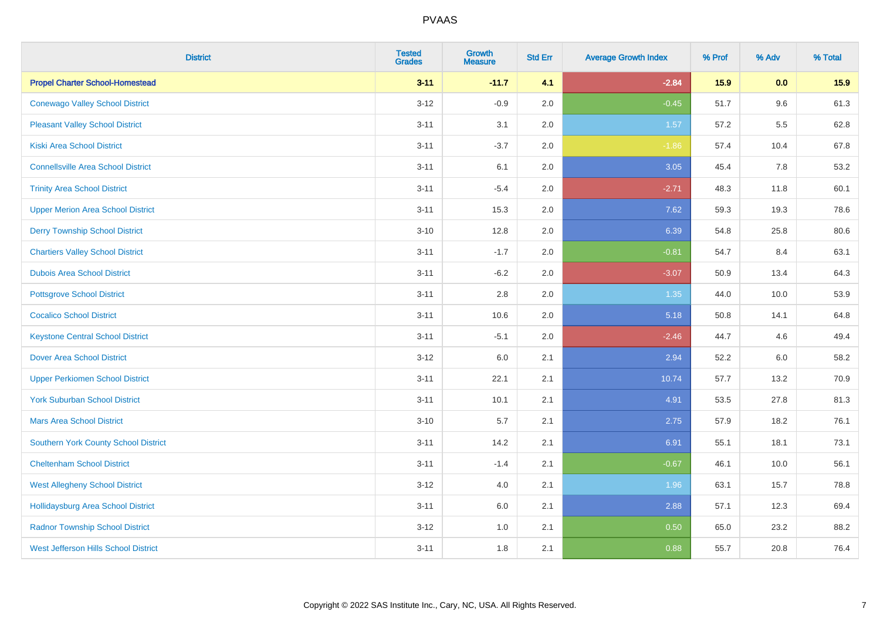# PVAAS

| District | Tested Grades | Growth Measure | Std Err | Average Growth Index | % Prof | % Adv | % Total |
|---|---|---|---|---|---|---|---|
| **Propel Charter School-Homestead** | **3-11** | **-11.7** | **4.1** | **-2.84** | **15.9** | **0.0** | **15.9** |
| Conewago Valley School District | 3-12 | -0.9 | 2.0 | -0.45 | 51.7 | 9.6 | 61.3 |
| Pleasant Valley School District | 3-11 | 3.1 | 2.0 | 1.57 | 57.2 | 5.5 | 62.8 |
| Kiski Area School District | 3-11 | -3.7 | 2.0 | -1.86 | 57.4 | 10.4 | 67.8 |
| Connellsville Area School District | 3-11 | 6.1 | 2.0 | 3.05 | 45.4 | 7.8 | 53.2 |
| Trinity Area School District | 3-11 | -5.4 | 2.0 | -2.71 | 48.3 | 11.8 | 60.1 |
| Upper Merion Area School District | 3-11 | 15.3 | 2.0 | 7.62 | 59.3 | 19.3 | 78.6 |
| Derry Township School District | 3-10 | 12.8 | 2.0 | 6.39 | 54.8 | 25.8 | 80.6 |
| Chartiers Valley School District | 3-11 | -1.7 | 2.0 | -0.81 | 54.7 | 8.4 | 63.1 |
| Dubois Area School District | 3-11 | -6.2 | 2.0 | -3.07 | 50.9 | 13.4 | 64.3 |
| Pottsgrove School District | 3-11 | 2.8 | 2.0 | 1.35 | 44.0 | 10.0 | 53.9 |
| Cocalico School District | 3-11 | 10.6 | 2.0 | 5.18 | 50.8 | 14.1 | 64.8 |
| Keystone Central School District | 3-11 | -5.1 | 2.0 | -2.46 | 44.7 | 4.6 | 49.4 |
| Dover Area School District | 3-12 | 6.0 | 2.1 | 2.94 | 52.2 | 6.0 | 58.2 |
| Upper Perkiomen School District | 3-11 | 22.1 | 2.1 | 10.74 | 57.7 | 13.2 | 70.9 |
| York Suburban School District | 3-11 | 10.1 | 2.1 | 4.91 | 53.5 | 27.8 | 81.3 |
| Mars Area School District | 3-10 | 5.7 | 2.1 | 2.75 | 57.9 | 18.2 | 76.1 |
| Southern York County School District | 3-11 | 14.2 | 2.1 | 6.91 | 55.1 | 18.1 | 73.1 |
| Cheltenham School District | 3-11 | -1.4 | 2.1 | -0.67 | 46.1 | 10.0 | 56.1 |
| West Allegheny School District | 3-12 | 4.0 | 2.1 | 1.96 | 63.1 | 15.7 | 78.8 |
| Hollidaysburg Area School District | 3-11 | 6.0 | 2.1 | 2.88 | 57.1 | 12.3 | 69.4 |
| Radnor Township School District | 3-12 | 1.0 | 2.1 | 0.50 | 65.0 | 23.2 | 88.2 |
| West Jefferson Hills School District | 3-11 | 1.8 | 2.1 | 0.88 | 55.7 | 20.8 | 76.4 |

Copyright © 2022 SAS Institute Inc., Cary, NC, USA. All Rights Reserved.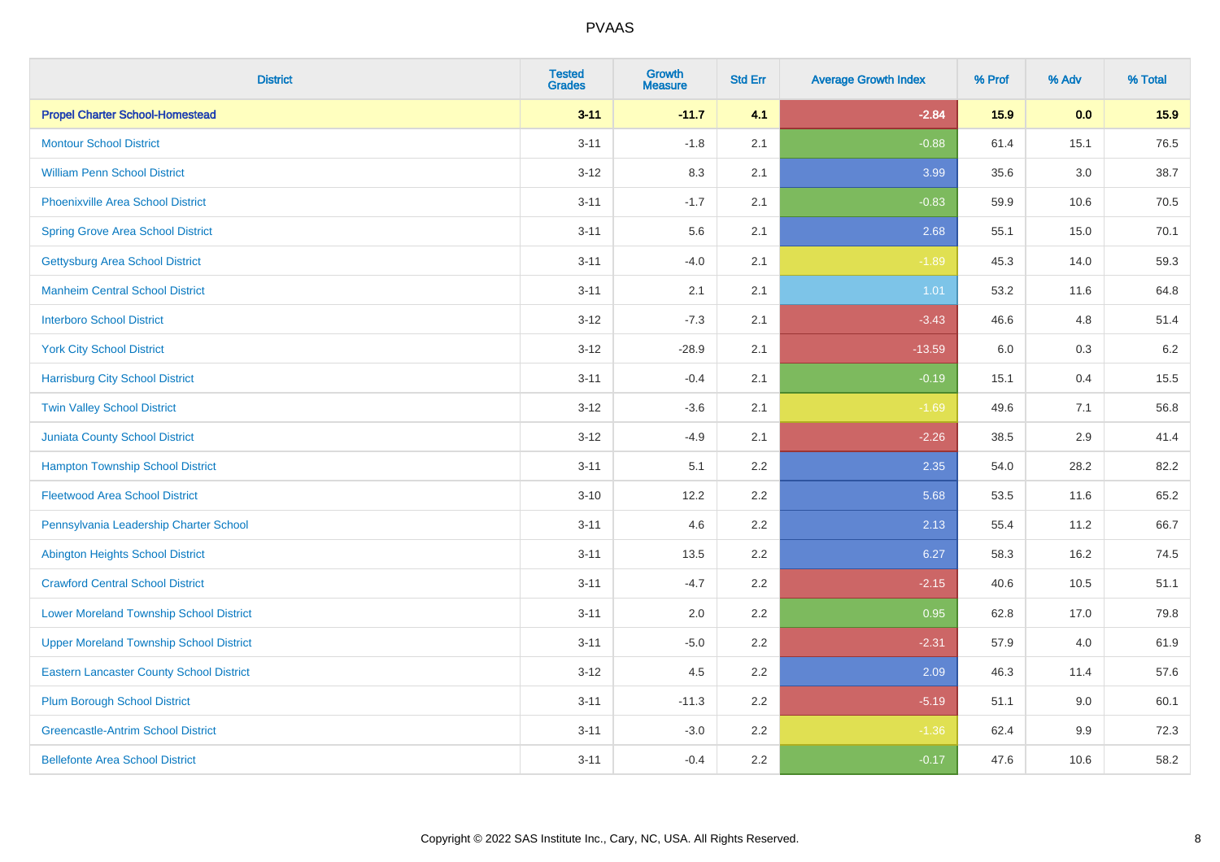| District | Tested Grades | Growth Measure | Std Err | Average Growth Index | % Prof | % Adv | % Total |
|---|---|---|---|---|---|---|---|
| **Propel Charter School-Homestead** | **3-11** | **-11.7** | **4.1** | **-2.84** | **15.9** | **0.0** | **15.9** |
| Montour School District | 3-11 | -1.8 | 2.1 | -0.88 | 61.4 | 15.1 | 76.5 |
| William Penn School District | 3-12 | 8.3 | 2.1 | 3.99 | 35.6 | 3.0 | 38.7 |
| Phoenixville Area School District | 3-11 | -1.7 | 2.1 | -0.83 | 59.9 | 10.6 | 70.5 |
| Spring Grove Area School District | 3-11 | 5.6 | 2.1 | 2.68 | 55.1 | 15.0 | 70.1 |
| Gettysburg Area School District | 3-11 | -4.0 | 2.1 | -1.89 | 45.3 | 14.0 | 59.3 |
| Manheim Central School District | 3-11 | 2.1 | 2.1 | 1.01 | 53.2 | 11.6 | 64.8 |
| Interboro School District | 3-12 | -7.3 | 2.1 | -3.43 | 46.6 | 4.8 | 51.4 |
| York City School District | 3-12 | -28.9 | 2.1 | -13.59 | 6.0 | 0.3 | 6.2 |
| Harrisburg City School District | 3-11 | -0.4 | 2.1 | -0.19 | 15.1 | 0.4 | 15.5 |
| Twin Valley School District | 3-12 | -3.6 | 2.1 | -1.69 | 49.6 | 7.1 | 56.8 |
| Juniata County School District | 3-12 | -4.9 | 2.1 | -2.26 | 38.5 | 2.9 | 41.4 |
| Hampton Township School District | 3-11 | 5.1 | 2.2 | 2.35 | 54.0 | 28.2 | 82.2 |
| Fleetwood Area School District | 3-10 | 12.2 | 2.2 | 5.68 | 53.5 | 11.6 | 65.2 |
| Pennsylvania Leadership Charter School | 3-11 | 4.6 | 2.2 | 2.13 | 55.4 | 11.2 | 66.7 |
| Abington Heights School District | 3-11 | 13.5 | 2.2 | 6.27 | 58.3 | 16.2 | 74.5 |
| Crawford Central School District | 3-11 | -4.7 | 2.2 | -2.15 | 40.6 | 10.5 | 51.1 |
| Lower Moreland Township School District | 3-11 | 2.0 | 2.2 | 0.95 | 62.8 | 17.0 | 79.8 |
| Upper Moreland Township School District | 3-11 | -5.0 | 2.2 | -2.31 | 57.9 | 4.0 | 61.9 |
| Eastern Lancaster County School District | 3-12 | 4.5 | 2.2 | 2.09 | 46.3 | 11.4 | 57.6 |
| Plum Borough School District | 3-11 | -11.3 | 2.2 | -5.19 | 51.1 | 9.0 | 60.1 |
| Greencastle-Antrim School District | 3-11 | -3.0 | 2.2 | -1.36 | 62.4 | 9.9 | 72.3 |
| Bellefonte Area School District | 3-11 | -0.4 | 2.2 | -0.17 | 47.6 | 10.6 | 58.2 |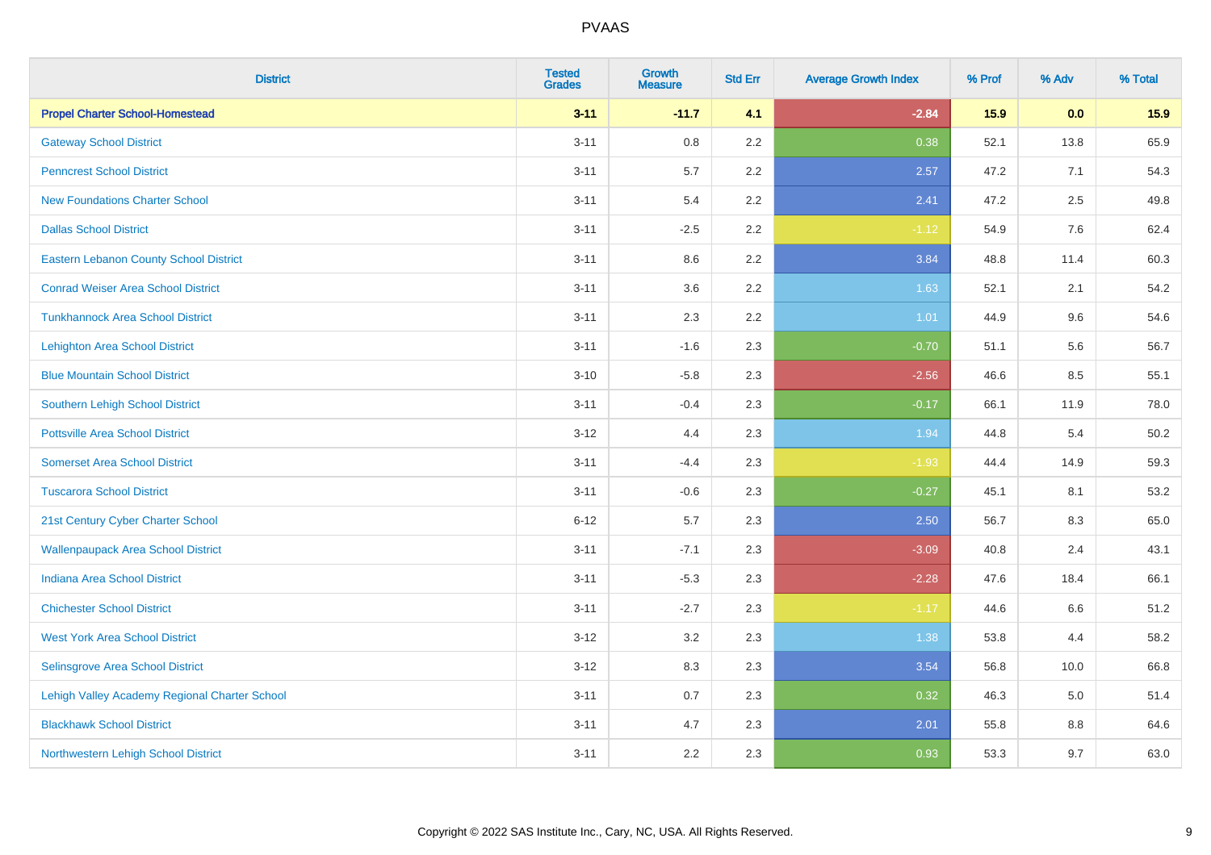| District | Tested Grades | Growth Measure | Std Err | Average Growth Index | % Prof | % Adv | % Total |
|---|---|---|---|---|---|---|---|
| **Propel Charter School-Homestead** | **3-11** | **-11.7** | **4.1** | **-2.84** | **15.9** | **0.0** | **15.9** |
| Gateway School District | 3-11 | 0.8 | 2.2 | 0.38 | 52.1 | 13.8 | 65.9 |
| Penncrest School District | 3-11 | 5.7 | 2.2 | 2.57 | 47.2 | 7.1 | 54.3 |
| New Foundations Charter School | 3-11 | 5.4 | 2.2 | 2.41 | 47.2 | 2.5 | 49.8 |
| Dallas School District | 3-11 | -2.5 | 2.2 | -1.12 | 54.9 | 7.6 | 62.4 |
| Eastern Lebanon County School District | 3-11 | 8.6 | 2.2 | 3.84 | 48.8 | 11.4 | 60.3 |
| Conrad Weiser Area School District | 3-11 | 3.6 | 2.2 | 1.63 | 52.1 | 2.1 | 54.2 |
| Tunkhannock Area School District | 3-11 | 2.3 | 2.2 | 1.01 | 44.9 | 9.6 | 54.6 |
| Lehighton Area School District | 3-11 | -1.6 | 2.3 | -0.70 | 51.1 | 5.6 | 56.7 |
| Blue Mountain School District | 3-10 | -5.8 | 2.3 | -2.56 | 46.6 | 8.5 | 55.1 |
| Southern Lehigh School District | 3-11 | -0.4 | 2.3 | -0.17 | 66.1 | 11.9 | 78.0 |
| Pottsville Area School District | 3-12 | 4.4 | 2.3 | 1.94 | 44.8 | 5.4 | 50.2 |
| Somerset Area School District | 3-11 | -4.4 | 2.3 | -1.93 | 44.4 | 14.9 | 59.3 |
| Tuscarora School District | 3-11 | -0.6 | 2.3 | -0.27 | 45.1 | 8.1 | 53.2 |
| 21st Century Cyber Charter School | 6-12 | 5.7 | 2.3 | 2.50 | 56.7 | 8.3 | 65.0 |
| Wallenpaupack Area School District | 3-11 | -7.1 | 2.3 | -3.09 | 40.8 | 2.4 | 43.1 |
| Indiana Area School District | 3-11 | -5.3 | 2.3 | -2.28 | 47.6 | 18.4 | 66.1 |
| Chichester School District | 3-11 | -2.7 | 2.3 | -1.17 | 44.6 | 6.6 | 51.2 |
| West York Area School District | 3-12 | 3.2 | 2.3 | 1.38 | 53.8 | 4.4 | 58.2 |
| Selinsgrove Area School District | 3-12 | 8.3 | 2.3 | 3.54 | 56.8 | 10.0 | 66.8 |
| Lehigh Valley Academy Regional Charter School | 3-11 | 0.7 | 2.3 | 0.32 | 46.3 | 5.0 | 51.4 |
| Blackhawk School District | 3-11 | 4.7 | 2.3 | 2.01 | 55.8 | 8.8 | 64.6 |
| Northwestern Lehigh School District | 3-11 | 2.2 | 2.3 | 0.93 | 53.3 | 9.7 | 63.0 |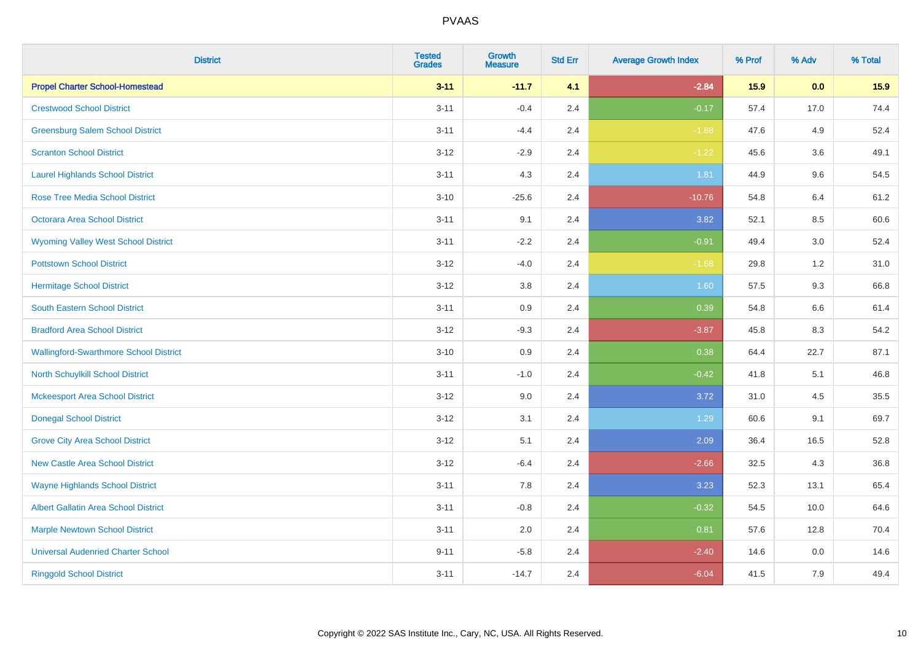| District | Tested Grades | Growth Measure | Std Err | Average Growth Index | % Prof | % Adv | % Total |
|---|---|---|---|---|---|---|---|
| **Propel Charter School-Homestead** | **3-11** | **-11.7** | **4.1** | **-2.84** | **15.9** | **0.0** | **15.9** |
| Crestwood School District | 3-11 | -0.4 | 2.4 | -0.17 | 57.4 | 17.0 | 74.4 |
| Greensburg Salem School District | 3-11 | -4.4 | 2.4 | -1.88 | 47.6 | 4.9 | 52.4 |
| Scranton School District | 3-12 | -2.9 | 2.4 | -1.22 | 45.6 | 3.6 | 49.1 |
| Laurel Highlands School District | 3-11 | 4.3 | 2.4 | 1.81 | 44.9 | 9.6 | 54.5 |
| Rose Tree Media School District | 3-10 | -25.6 | 2.4 | -10.76 | 54.8 | 6.4 | 61.2 |
| Octorara Area School District | 3-11 | 9.1 | 2.4 | 3.82 | 52.1 | 8.5 | 60.6 |
| Wyoming Valley West School District | 3-11 | -2.2 | 2.4 | -0.91 | 49.4 | 3.0 | 52.4 |
| Pottstown School District | 3-12 | -4.0 | 2.4 | -1.68 | 29.8 | 1.2 | 31.0 |
| Hermitage School District | 3-12 | 3.8 | 2.4 | 1.60 | 57.5 | 9.3 | 66.8 |
| South Eastern School District | 3-11 | 0.9 | 2.4 | 0.39 | 54.8 | 6.6 | 61.4 |
| Bradford Area School District | 3-12 | -9.3 | 2.4 | -3.87 | 45.8 | 8.3 | 54.2 |
| Wallingford-Swarthmore School District | 3-10 | 0.9 | 2.4 | 0.38 | 64.4 | 22.7 | 87.1 |
| North Schuylkill School District | 3-11 | -1.0 | 2.4 | -0.42 | 41.8 | 5.1 | 46.8 |
| Mckeesport Area School District | 3-12 | 9.0 | 2.4 | 3.72 | 31.0 | 4.5 | 35.5 |
| Donegal School District | 3-12 | 3.1 | 2.4 | 1.29 | 60.6 | 9.1 | 69.7 |
| Grove City Area School District | 3-12 | 5.1 | 2.4 | 2.09 | 36.4 | 16.5 | 52.8 |
| New Castle Area School District | 3-12 | -6.4 | 2.4 | -2.66 | 32.5 | 4.3 | 36.8 |
| Wayne Highlands School District | 3-11 | 7.8 | 2.4 | 3.23 | 52.3 | 13.1 | 65.4 |
| Albert Gallatin Area School District | 3-11 | -0.8 | 2.4 | -0.32 | 54.5 | 10.0 | 64.6 |
| Marple Newtown School District | 3-11 | 2.0 | 2.4 | 0.81 | 57.6 | 12.8 | 70.4 |
| Universal Audenried Charter School | 9-11 | -5.8 | 2.4 | -2.40 | 14.6 | 0.0 | 14.6 |
| Ringgold School District | 3-11 | -14.7 | 2.4 | -6.04 | 41.5 | 7.9 | 49.4 |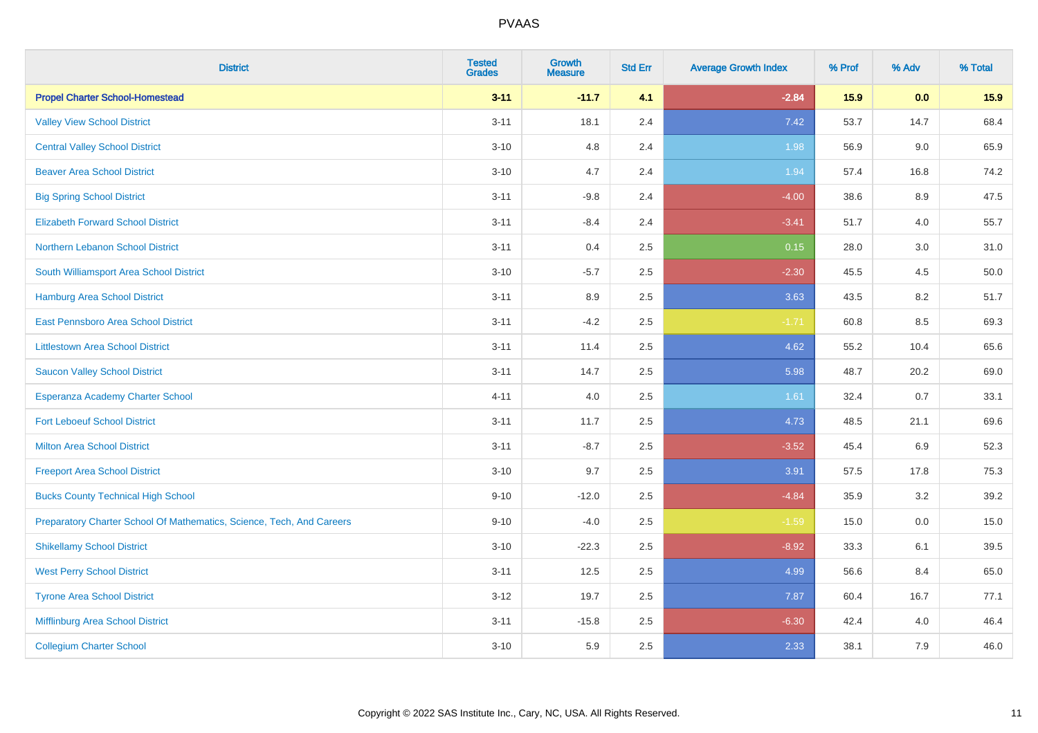# PVAAS

| District | Tested Grades | Growth Measure | Std Err | Average Growth Index | % Prof | % Adv | % Total |
|---|---|---|---|---|---|---|---|
| **Propel Charter School-Homestead** | **3-11** | **-11.7** | **4.1** | **-2.84** | **15.9** | **0.0** | **15.9** |
| Valley View School District | 3-11 | 18.1 | 2.4 | 7.42 | 53.7 | 14.7 | 68.4 |
| Central Valley School District | 3-10 | 4.8 | 2.4 | 1.98 | 56.9 | 9.0 | 65.9 |
| Beaver Area School District | 3-10 | 4.7 | 2.4 | 1.94 | 57.4 | 16.8 | 74.2 |
| Big Spring School District | 3-11 | -9.8 | 2.4 | -4.00 | 38.6 | 8.9 | 47.5 |
| Elizabeth Forward School District | 3-11 | -8.4 | 2.4 | -3.41 | 51.7 | 4.0 | 55.7 |
| Northern Lebanon School District | 3-11 | 0.4 | 2.5 | 0.15 | 28.0 | 3.0 | 31.0 |
| South Williamsport Area School District | 3-10 | -5.7 | 2.5 | -2.30 | 45.5 | 4.5 | 50.0 |
| Hamburg Area School District | 3-11 | 8.9 | 2.5 | 3.63 | 43.5 | 8.2 | 51.7 |
| East Pennsboro Area School District | 3-11 | -4.2 | 2.5 | -1.71 | 60.8 | 8.5 | 69.3 |
| Littlestown Area School District | 3-11 | 11.4 | 2.5 | 4.62 | 55.2 | 10.4 | 65.6 |
| Saucon Valley School District | 3-11 | 14.7 | 2.5 | 5.98 | 48.7 | 20.2 | 69.0 |
| Esperanza Academy Charter School | 4-11 | 4.0 | 2.5 | 1.61 | 32.4 | 0.7 | 33.1 |
| Fort Leboeuf School District | 3-11 | 11.7 | 2.5 | 4.73 | 48.5 | 21.1 | 69.6 |
| Milton Area School District | 3-11 | -8.7 | 2.5 | -3.52 | 45.4 | 6.9 | 52.3 |
| Freeport Area School District | 3-10 | 9.7 | 2.5 | 3.91 | 57.5 | 17.8 | 75.3 |
| Bucks County Technical High School | 9-10 | -12.0 | 2.5 | -4.84 | 35.9 | 3.2 | 39.2 |
| Preparatory Charter School Of Mathematics, Science, Tech, And Careers | 9-10 | -4.0 | 2.5 | -1.59 | 15.0 | 0.0 | 15.0 |
| Shikellamy School District | 3-10 | -22.3 | 2.5 | -8.92 | 33.3 | 6.1 | 39.5 |
| West Perry School District | 3-11 | 12.5 | 2.5 | 4.99 | 56.6 | 8.4 | 65.0 |
| Tyrone Area School District | 3-12 | 19.7 | 2.5 | 7.87 | 60.4 | 16.7 | 77.1 |
| Mifflinburg Area School District | 3-11 | -15.8 | 2.5 | -6.30 | 42.4 | 4.0 | 46.4 |
| Collegium Charter School | 3-10 | 5.9 | 2.5 | 2.33 | 38.1 | 7.9 | 46.0 |

Copyright © 2022 SAS Institute Inc., Cary, NC, USA. All Rights Reserved.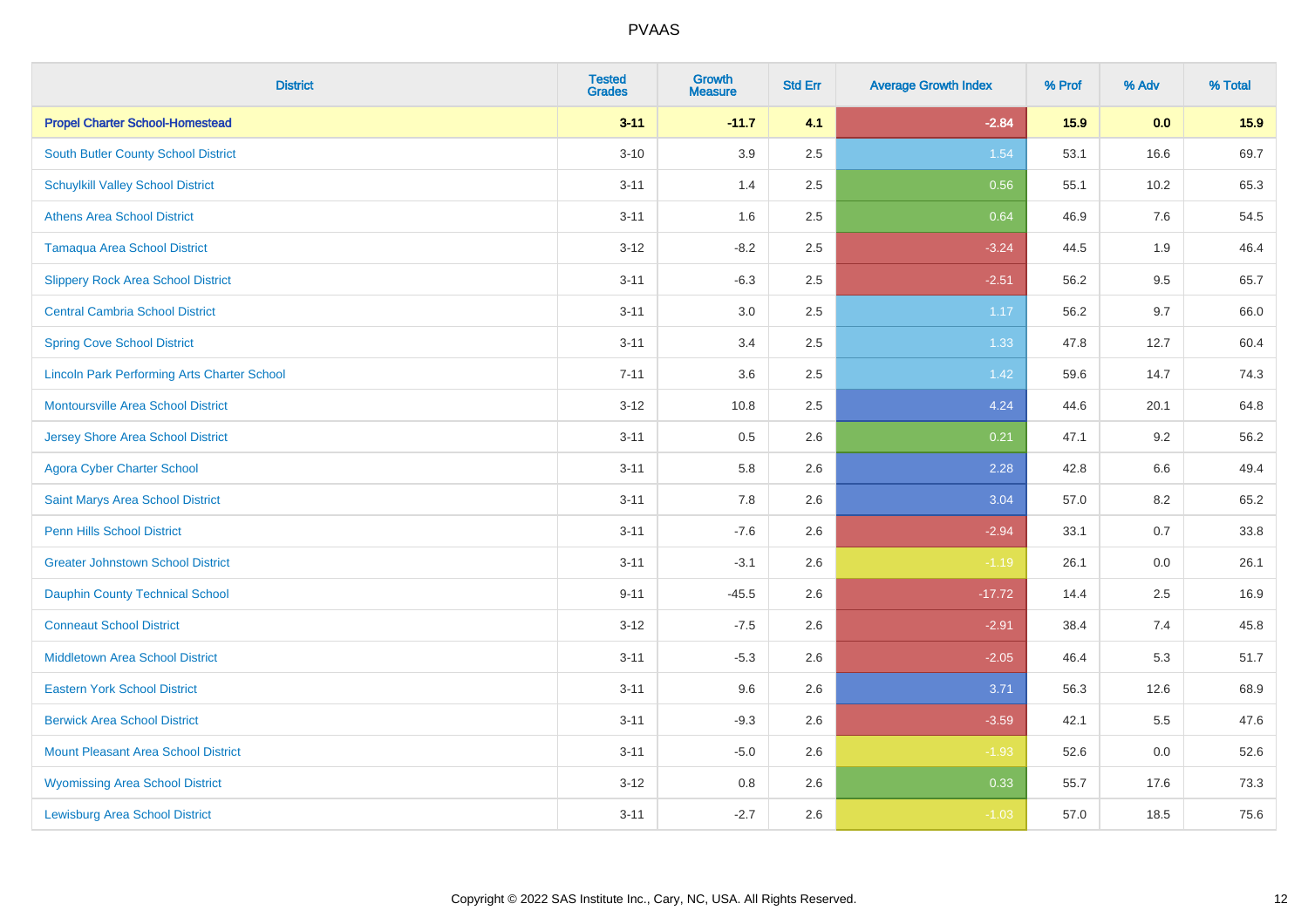| District | Tested Grades | Growth Measure | Std Err | Average Growth Index | % Prof | % Adv | % Total |
|---|---|---|---|---|---|---|---|
| **Propel Charter School-Homestead** | **3-11** | **-11.7** | **4.1** | **-2.84** | **15.9** | **0.0** | **15.9** |
| South Butler County School District | 3-10 | 3.9 | 2.5 | 1.54 | 53.1 | 16.6 | 69.7 |
| Schuylkill Valley School District | 3-11 | 1.4 | 2.5 | 0.56 | 55.1 | 10.2 | 65.3 |
| Athens Area School District | 3-11 | 1.6 | 2.5 | 0.64 | 46.9 | 7.6 | 54.5 |
| Tamaqua Area School District | 3-12 | -8.2 | 2.5 | -3.24 | 44.5 | 1.9 | 46.4 |
| Slippery Rock Area School District | 3-11 | -6.3 | 2.5 | -2.51 | 56.2 | 9.5 | 65.7 |
| Central Cambria School District | 3-11 | 3.0 | 2.5 | 1.17 | 56.2 | 9.7 | 66.0 |
| Spring Cove School District | 3-11 | 3.4 | 2.5 | 1.33 | 47.8 | 12.7 | 60.4 |
| Lincoln Park Performing Arts Charter School | 7-11 | 3.6 | 2.5 | 1.42 | 59.6 | 14.7 | 74.3 |
| Montoursville Area School District | 3-12 | 10.8 | 2.5 | 4.24 | 44.6 | 20.1 | 64.8 |
| Jersey Shore Area School District | 3-11 | 0.5 | 2.6 | 0.21 | 47.1 | 9.2 | 56.2 |
| Agora Cyber Charter School | 3-11 | 5.8 | 2.6 | 2.28 | 42.8 | 6.6 | 49.4 |
| Saint Marys Area School District | 3-11 | 7.8 | 2.6 | 3.04 | 57.0 | 8.2 | 65.2 |
| Penn Hills School District | 3-11 | -7.6 | 2.6 | -2.94 | 33.1 | 0.7 | 33.8 |
| Greater Johnstown School District | 3-11 | -3.1 | 2.6 | -1.19 | 26.1 | 0.0 | 26.1 |
| Dauphin County Technical School | 9-11 | -45.5 | 2.6 | -17.72 | 14.4 | 2.5 | 16.9 |
| Conneaut School District | 3-12 | -7.5 | 2.6 | -2.91 | 38.4 | 7.4 | 45.8 |
| Middletown Area School District | 3-11 | -5.3 | 2.6 | -2.05 | 46.4 | 5.3 | 51.7 |
| Eastern York School District | 3-11 | 9.6 | 2.6 | 3.71 | 56.3 | 12.6 | 68.9 |
| Berwick Area School District | 3-11 | -9.3 | 2.6 | -3.59 | 42.1 | 5.5 | 47.6 |
| Mount Pleasant Area School District | 3-11 | -5.0 | 2.6 | -1.93 | 52.6 | 0.0 | 52.6 |
| Wyomissing Area School District | 3-12 | 0.8 | 2.6 | 0.33 | 55.7 | 17.6 | 73.3 |
| Lewisburg Area School District | 3-11 | -2.7 | 2.6 | -1.03 | 57.0 | 18.5 | 75.6 |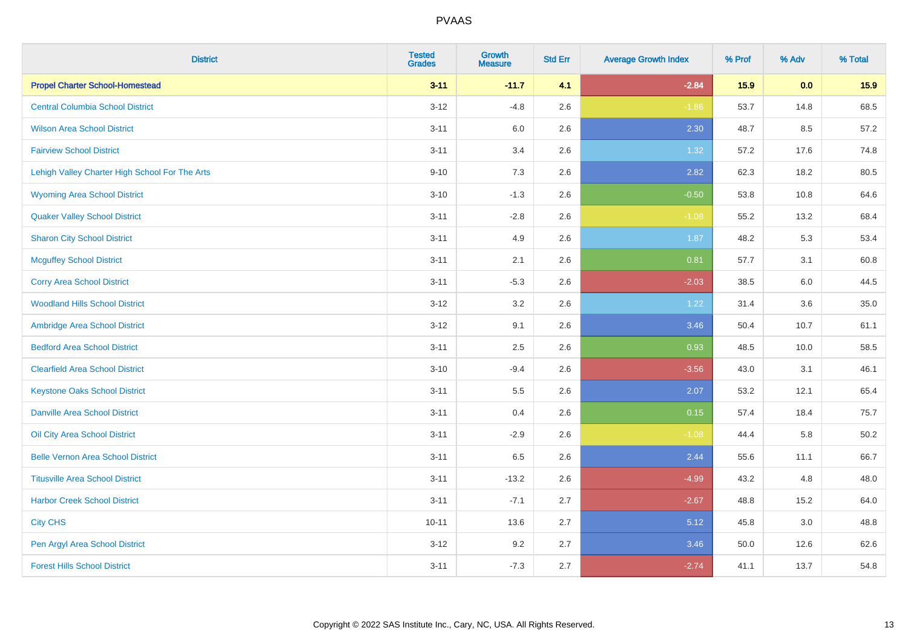| District | Tested Grades | Growth Measure | Std Err | Average Growth Index | % Prof | % Adv | % Total |
|---|---|---|---|---|---|---|---|
| **Propel Charter School-Homestead** | **3-11** | **-11.7** | **4.1** | **-2.84** | **15.9** | **0.0** | **15.9** |
| Central Columbia School District | 3-12 | -4.8 | 2.6 | -1.86 | 53.7 | 14.8 | 68.5 |
| Wilson Area School District | 3-11 | 6.0 | 2.6 | 2.30 | 48.7 | 8.5 | 57.2 |
| Fairview School District | 3-11 | 3.4 | 2.6 | 1.32 | 57.2 | 17.6 | 74.8 |
| Lehigh Valley Charter High School For The Arts | 9-10 | 7.3 | 2.6 | 2.82 | 62.3 | 18.2 | 80.5 |
| Wyoming Area School District | 3-10 | -1.3 | 2.6 | -0.50 | 53.8 | 10.8 | 64.6 |
| Quaker Valley School District | 3-11 | -2.8 | 2.6 | -1.08 | 55.2 | 13.2 | 68.4 |
| Sharon City School District | 3-11 | 4.9 | 2.6 | 1.87 | 48.2 | 5.3 | 53.4 |
| Mcguffey School District | 3-11 | 2.1 | 2.6 | 0.81 | 57.7 | 3.1 | 60.8 |
| Corry Area School District | 3-11 | -5.3 | 2.6 | -2.03 | 38.5 | 6.0 | 44.5 |
| Woodland Hills School District | 3-12 | 3.2 | 2.6 | 1.22 | 31.4 | 3.6 | 35.0 |
| Ambridge Area School District | 3-12 | 9.1 | 2.6 | 3.46 | 50.4 | 10.7 | 61.1 |
| Bedford Area School District | 3-11 | 2.5 | 2.6 | 0.93 | 48.5 | 10.0 | 58.5 |
| Clearfield Area School District | 3-10 | -9.4 | 2.6 | -3.56 | 43.0 | 3.1 | 46.1 |
| Keystone Oaks School District | 3-11 | 5.5 | 2.6 | 2.07 | 53.2 | 12.1 | 65.4 |
| Danville Area School District | 3-11 | 0.4 | 2.6 | 0.15 | 57.4 | 18.4 | 75.7 |
| Oil City Area School District | 3-11 | -2.9 | 2.6 | -1.08 | 44.4 | 5.8 | 50.2 |
| Belle Vernon Area School District | 3-11 | 6.5 | 2.6 | 2.44 | 55.6 | 11.1 | 66.7 |
| Titusville Area School District | 3-11 | -13.2 | 2.6 | -4.99 | 43.2 | 4.8 | 48.0 |
| Harbor Creek School District | 3-11 | -7.1 | 2.7 | -2.67 | 48.8 | 15.2 | 64.0 |
| City CHS | 10-11 | 13.6 | 2.7 | 5.12 | 45.8 | 3.0 | 48.8 |
| Pen Argyl Area School District | 3-12 | 9.2 | 2.7 | 3.46 | 50.0 | 12.6 | 62.6 |
| Forest Hills School District | 3-11 | -7.3 | 2.7 | -2.74 | 41.1 | 13.7 | 54.8 |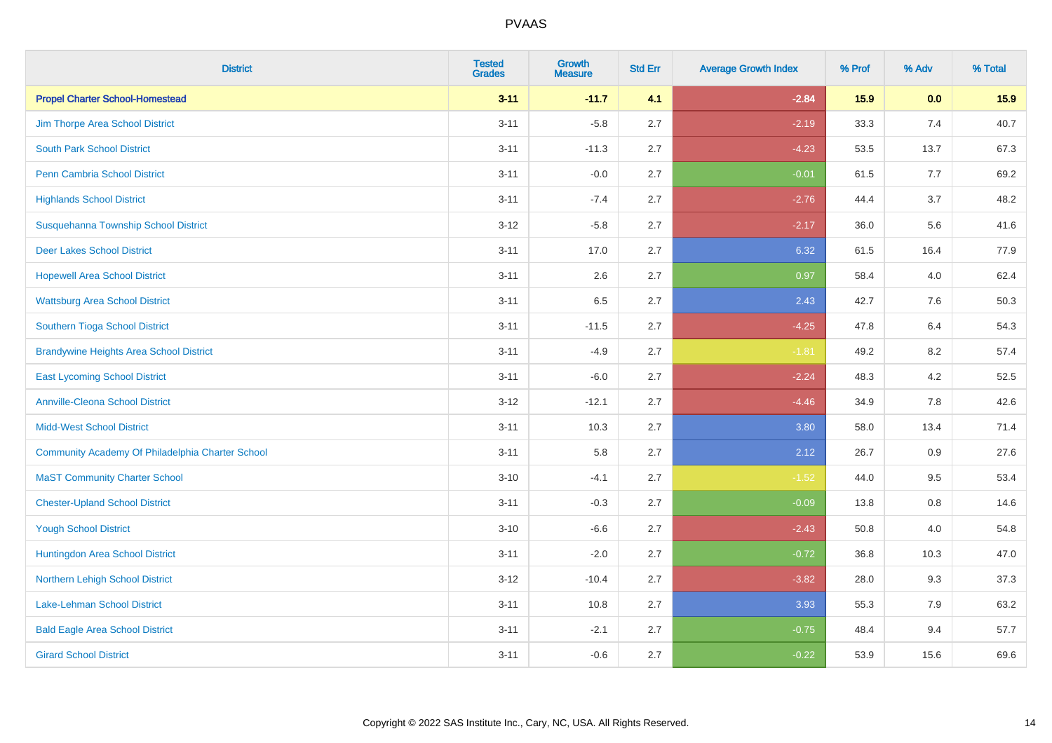# PVAAS

| District | Tested Grades | Growth Measure | Std Err | Average Growth Index | % Prof | % Adv | % Total |
|---|---|---|---|---|---|---|---|
| **Propel Charter School-Homestead** | **3-11** | **-11.7** | **4.1** | **-2.84** | **15.9** | **0.0** | **15.9** |
| Jim Thorpe Area School District | 3-11 | -5.8 | 2.7 | -2.19 | 33.3 | 7.4 | 40.7 |
| South Park School District | 3-11 | -11.3 | 2.7 | -4.23 | 53.5 | 13.7 | 67.3 |
| Penn Cambria School District | 3-11 | -0.0 | 2.7 | -0.01 | 61.5 | 7.7 | 69.2 |
| Highlands School District | 3-11 | -7.4 | 2.7 | -2.76 | 44.4 | 3.7 | 48.2 |
| Susquehanna Township School District | 3-12 | -5.8 | 2.7 | -2.17 | 36.0 | 5.6 | 41.6 |
| Deer Lakes School District | 3-11 | 17.0 | 2.7 | 6.32 | 61.5 | 16.4 | 77.9 |
| Hopewell Area School District | 3-11 | 2.6 | 2.7 | 0.97 | 58.4 | 4.0 | 62.4 |
| Wattsburg Area School District | 3-11 | 6.5 | 2.7 | 2.43 | 42.7 | 7.6 | 50.3 |
| Southern Tioga School District | 3-11 | -11.5 | 2.7 | -4.25 | 47.8 | 6.4 | 54.3 |
| Brandywine Heights Area School District | 3-11 | -4.9 | 2.7 | -1.81 | 49.2 | 8.2 | 57.4 |
| East Lycoming School District | 3-11 | -6.0 | 2.7 | -2.24 | 48.3 | 4.2 | 52.5 |
| Annville-Cleona School District | 3-12 | -12.1 | 2.7 | -4.46 | 34.9 | 7.8 | 42.6 |
| Midd-West School District | 3-11 | 10.3 | 2.7 | 3.80 | 58.0 | 13.4 | 71.4 |
| Community Academy Of Philadelphia Charter School | 3-11 | 5.8 | 2.7 | 2.12 | 26.7 | 0.9 | 27.6 |
| MaST Community Charter School | 3-10 | -4.1 | 2.7 | -1.52 | 44.0 | 9.5 | 53.4 |
| Chester-Upland School District | 3-11 | -0.3 | 2.7 | -0.09 | 13.8 | 0.8 | 14.6 |
| Yough School District | 3-10 | -6.6 | 2.7 | -2.43 | 50.8 | 4.0 | 54.8 |
| Huntingdon Area School District | 3-11 | -2.0 | 2.7 | -0.72 | 36.8 | 10.3 | 47.0 |
| Northern Lehigh School District | 3-12 | -10.4 | 2.7 | -3.82 | 28.0 | 9.3 | 37.3 |
| Lake-Lehman School District | 3-11 | 10.8 | 2.7 | 3.93 | 55.3 | 7.9 | 63.2 |
| Bald Eagle Area School District | 3-11 | -2.1 | 2.7 | -0.75 | 48.4 | 9.4 | 57.7 |
| Girard School District | 3-11 | -0.6 | 2.7 | -0.22 | 53.9 | 15.6 | 69.6 |

Copyright © 2022 SAS Institute Inc., Cary, NC, USA. All Rights Reserved.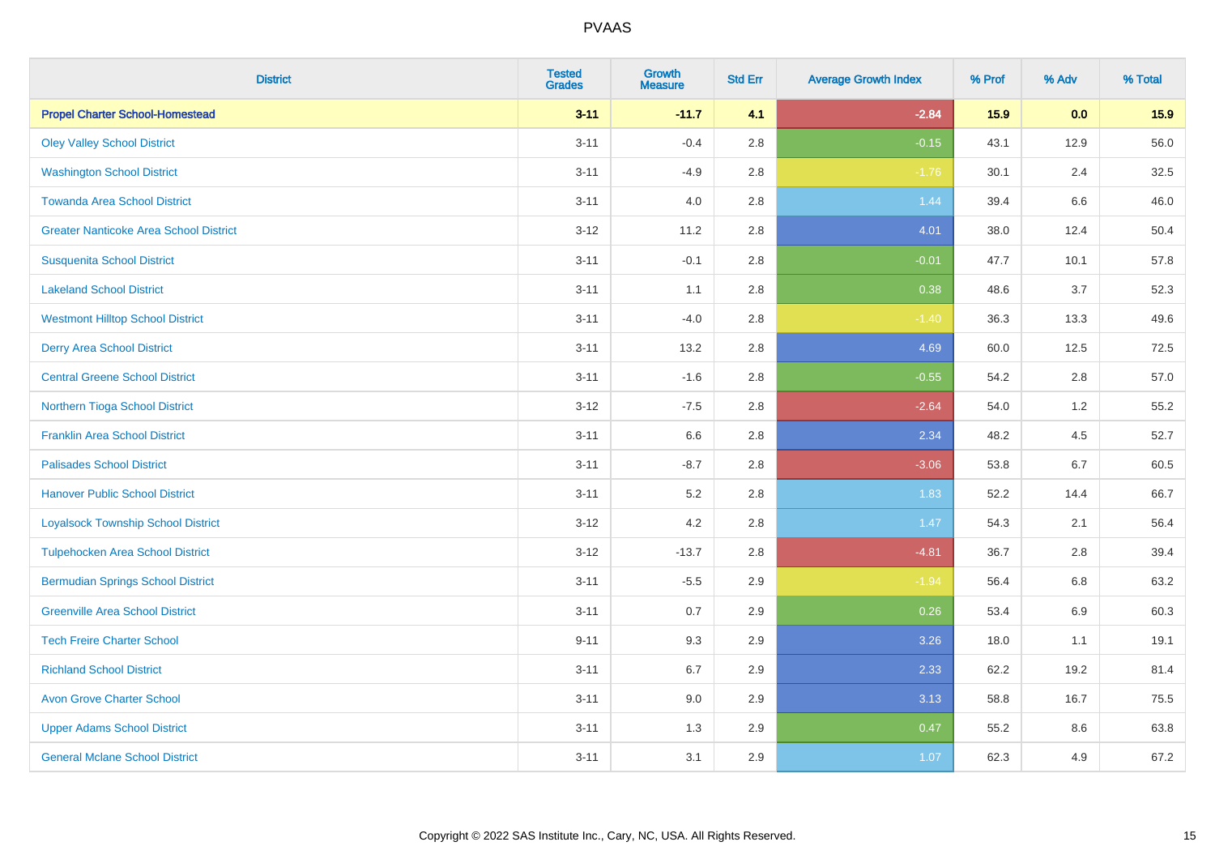# PVAAS

| District | Tested Grades | Growth Measure | Std Err | Average Growth Index | % Prof | % Adv | % Total |
|---|---|---|---|---|---|---|---|
| **Propel Charter School-Homestead** | **3-11** | **-11.7** | **4.1** | **-2.84** | **15.9** | **0.0** | **15.9** |
| Oley Valley School District | 3-11 | -0.4 | 2.8 | -0.15 | 43.1 | 12.9 | 56.0 |
| Washington School District | 3-11 | -4.9 | 2.8 | -1.76 | 30.1 | 2.4 | 32.5 |
| Towanda Area School District | 3-11 | 4.0 | 2.8 | 1.44 | 39.4 | 6.6 | 46.0 |
| Greater Nanticoke Area School District | 3-12 | 11.2 | 2.8 | 4.01 | 38.0 | 12.4 | 50.4 |
| Susquenita School District | 3-11 | -0.1 | 2.8 | -0.01 | 47.7 | 10.1 | 57.8 |
| Lakeland School District | 3-11 | 1.1 | 2.8 | 0.38 | 48.6 | 3.7 | 52.3 |
| Westmont Hilltop School District | 3-11 | -4.0 | 2.8 | -1.40 | 36.3 | 13.3 | 49.6 |
| Derry Area School District | 3-11 | 13.2 | 2.8 | 4.69 | 60.0 | 12.5 | 72.5 |
| Central Greene School District | 3-11 | -1.6 | 2.8 | -0.55 | 54.2 | 2.8 | 57.0 |
| Northern Tioga School District | 3-12 | -7.5 | 2.8 | -2.64 | 54.0 | 1.2 | 55.2 |
| Franklin Area School District | 3-11 | 6.6 | 2.8 | 2.34 | 48.2 | 4.5 | 52.7 |
| Palisades School District | 3-11 | -8.7 | 2.8 | -3.06 | 53.8 | 6.7 | 60.5 |
| Hanover Public School District | 3-11 | 5.2 | 2.8 | 1.83 | 52.2 | 14.4 | 66.7 |
| Loyalsock Township School District | 3-12 | 4.2 | 2.8 | 1.47 | 54.3 | 2.1 | 56.4 |
| Tulpehocken Area School District | 3-12 | -13.7 | 2.8 | -4.81 | 36.7 | 2.8 | 39.4 |
| Bermudian Springs School District | 3-11 | -5.5 | 2.9 | -1.94 | 56.4 | 6.8 | 63.2 |
| Greenville Area School District | 3-11 | 0.7 | 2.9 | 0.26 | 53.4 | 6.9 | 60.3 |
| Tech Freire Charter School | 9-11 | 9.3 | 2.9 | 3.26 | 18.0 | 1.1 | 19.1 |
| Richland School District | 3-11 | 6.7 | 2.9 | 2.33 | 62.2 | 19.2 | 81.4 |
| Avon Grove Charter School | 3-11 | 9.0 | 2.9 | 3.13 | 58.8 | 16.7 | 75.5 |
| Upper Adams School District | 3-11 | 1.3 | 2.9 | 0.47 | 55.2 | 8.6 | 63.8 |
| General Mclane School District | 3-11 | 3.1 | 2.9 | 1.07 | 62.3 | 4.9 | 67.2 |

Copyright © 2022 SAS Institute Inc., Cary, NC, USA. All Rights Reserved.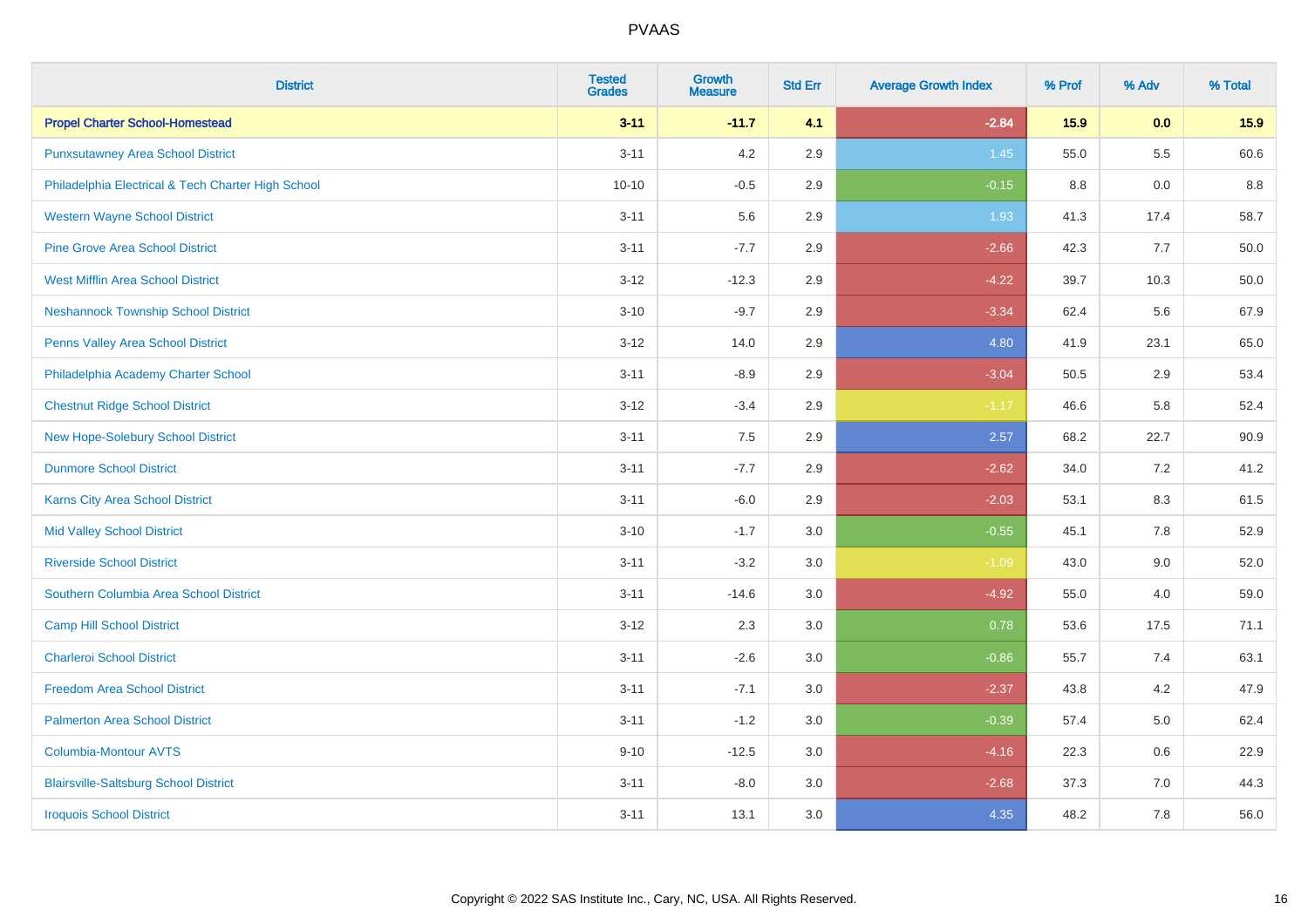| District | Tested Grades | Growth Measure | Std Err | Average Growth Index | % Prof | % Adv | % Total |
|---|---|---|---|---|---|---|---|
| **Propel Charter School-Homestead** | **3-11** | **-11.7** | **4.1** | **-2.84** | **15.9** | **0.0** | **15.9** |
| Punxsutawney Area School District | 3-11 | 4.2 | 2.9 | 1.45 | 55.0 | 5.5 | 60.6 |
| Philadelphia Electrical & Tech Charter High School | 10-10 | -0.5 | 2.9 | -0.15 | 8.8 | 0.0 | 8.8 |
| Western Wayne School District | 3-11 | 5.6 | 2.9 | 1.93 | 41.3 | 17.4 | 58.7 |
| Pine Grove Area School District | 3-11 | -7.7 | 2.9 | -2.66 | 42.3 | 7.7 | 50.0 |
| West Mifflin Area School District | 3-12 | -12.3 | 2.9 | -4.22 | 39.7 | 10.3 | 50.0 |
| Neshannock Township School District | 3-10 | -9.7 | 2.9 | -3.34 | 62.4 | 5.6 | 67.9 |
| Penns Valley Area School District | 3-12 | 14.0 | 2.9 | 4.80 | 41.9 | 23.1 | 65.0 |
| Philadelphia Academy Charter School | 3-11 | -8.9 | 2.9 | -3.04 | 50.5 | 2.9 | 53.4 |
| Chestnut Ridge School District | 3-12 | -3.4 | 2.9 | -1.17 | 46.6 | 5.8 | 52.4 |
| New Hope-Solebury School District | 3-11 | 7.5 | 2.9 | 2.57 | 68.2 | 22.7 | 90.9 |
| Dunmore School District | 3-11 | -7.7 | 2.9 | -2.62 | 34.0 | 7.2 | 41.2 |
| Karns City Area School District | 3-11 | -6.0 | 2.9 | -2.03 | 53.1 | 8.3 | 61.5 |
| Mid Valley School District | 3-10 | -1.7 | 3.0 | -0.55 | 45.1 | 7.8 | 52.9 |
| Riverside School District | 3-11 | -3.2 | 3.0 | -1.09 | 43.0 | 9.0 | 52.0 |
| Southern Columbia Area School District | 3-11 | -14.6 | 3.0 | -4.92 | 55.0 | 4.0 | 59.0 |
| Camp Hill School District | 3-12 | 2.3 | 3.0 | 0.78 | 53.6 | 17.5 | 71.1 |
| Charleroi School District | 3-11 | -2.6 | 3.0 | -0.86 | 55.7 | 7.4 | 63.1 |
| Freedom Area School District | 3-11 | -7.1 | 3.0 | -2.37 | 43.8 | 4.2 | 47.9 |
| Palmerton Area School District | 3-11 | -1.2 | 3.0 | -0.39 | 57.4 | 5.0 | 62.4 |
| Columbia-Montour AVTS | 9-10 | -12.5 | 3.0 | -4.16 | 22.3 | 0.6 | 22.9 |
| Blairsville-Saltsburg School District | 3-11 | -8.0 | 3.0 | -2.68 | 37.3 | 7.0 | 44.3 |
| Iroquois School District | 3-11 | 13.1 | 3.0 | 4.35 | 48.2 | 7.8 | 56.0 |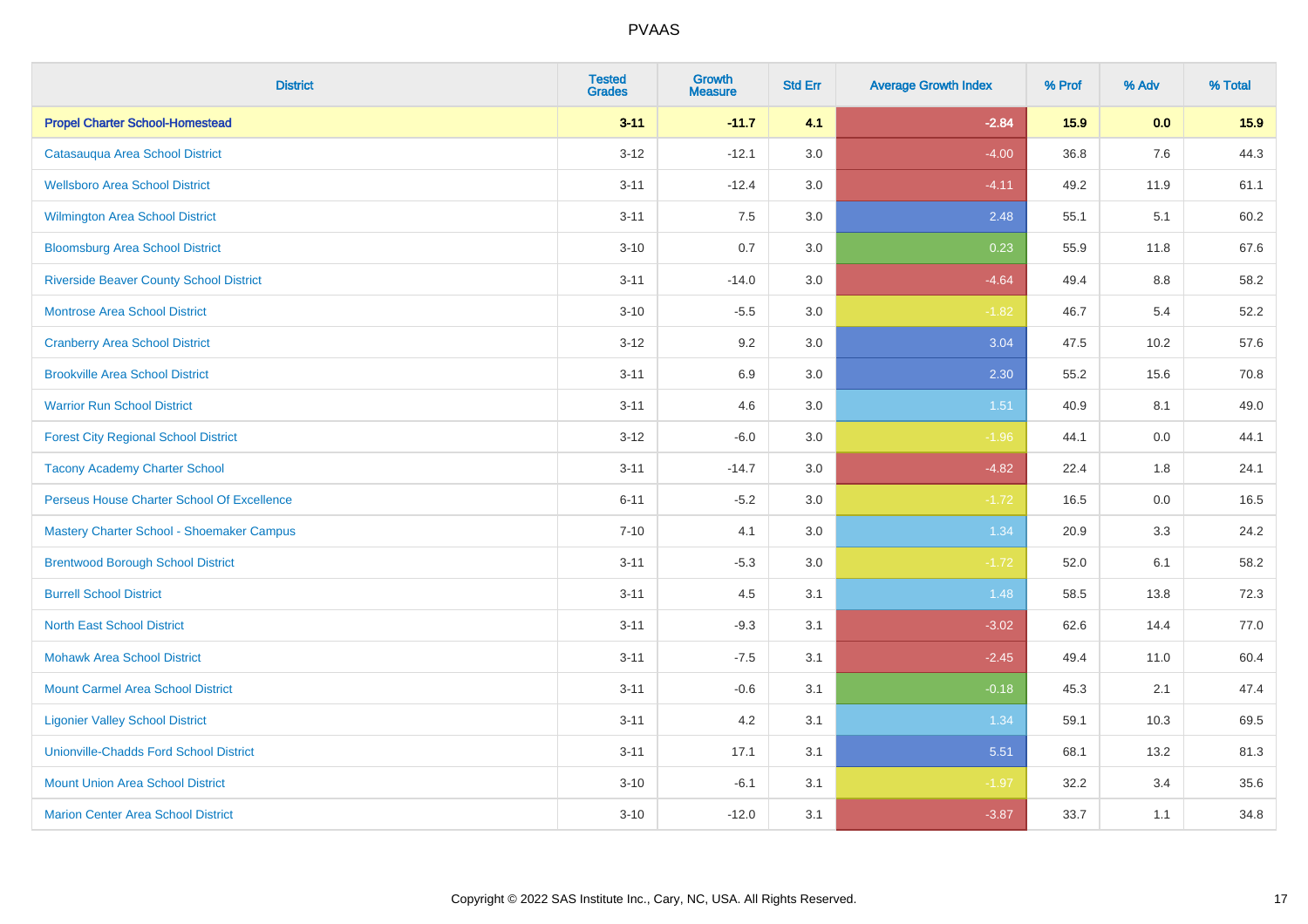# PVAAS

| District | Tested Grades | Growth Measure | Std Err | Average Growth Index | % Prof | % Adv | % Total |
|---|---|---|---|---|---|---|---|
| **Propel Charter School-Homestead** | **3-11** | **-11.7** | **4.1** | **-2.84** | **15.9** | **0.0** | **15.9** |
| Catasauqua Area School District | 3-12 | -12.1 | 3.0 | -4.00 | 36.8 | 7.6 | 44.3 |
| Wellsboro Area School District | 3-11 | -12.4 | 3.0 | -4.11 | 49.2 | 11.9 | 61.1 |
| Wilmington Area School District | 3-11 | 7.5 | 3.0 | 2.48 | 55.1 | 5.1 | 60.2 |
| Bloomsburg Area School District | 3-10 | 0.7 | 3.0 | 0.23 | 55.9 | 11.8 | 67.6 |
| Riverside Beaver County School District | 3-11 | -14.0 | 3.0 | -4.64 | 49.4 | 8.8 | 58.2 |
| Montrose Area School District | 3-10 | -5.5 | 3.0 | -1.82 | 46.7 | 5.4 | 52.2 |
| Cranberry Area School District | 3-12 | 9.2 | 3.0 | 3.04 | 47.5 | 10.2 | 57.6 |
| Brookville Area School District | 3-11 | 6.9 | 3.0 | 2.30 | 55.2 | 15.6 | 70.8 |
| Warrior Run School District | 3-11 | 4.6 | 3.0 | 1.51 | 40.9 | 8.1 | 49.0 |
| Forest City Regional School District | 3-12 | -6.0 | 3.0 | -1.96 | 44.1 | 0.0 | 44.1 |
| Tacony Academy Charter School | 3-11 | -14.7 | 3.0 | -4.82 | 22.4 | 1.8 | 24.1 |
| Perseus House Charter School Of Excellence | 6-11 | -5.2 | 3.0 | -1.72 | 16.5 | 0.0 | 16.5 |
| Mastery Charter School - Shoemaker Campus | 7-10 | 4.1 | 3.0 | 1.34 | 20.9 | 3.3 | 24.2 |
| Brentwood Borough School District | 3-11 | -5.3 | 3.0 | -1.72 | 52.0 | 6.1 | 58.2 |
| Burrell School District | 3-11 | 4.5 | 3.1 | 1.48 | 58.5 | 13.8 | 72.3 |
| North East School District | 3-11 | -9.3 | 3.1 | -3.02 | 62.6 | 14.4 | 77.0 |
| Mohawk Area School District | 3-11 | -7.5 | 3.1 | -2.45 | 49.4 | 11.0 | 60.4 |
| Mount Carmel Area School District | 3-11 | -0.6 | 3.1 | -0.18 | 45.3 | 2.1 | 47.4 |
| Ligonier Valley School District | 3-11 | 4.2 | 3.1 | 1.34 | 59.1 | 10.3 | 69.5 |
| Unionville-Chadds Ford School District | 3-11 | 17.1 | 3.1 | 5.51 | 68.1 | 13.2 | 81.3 |
| Mount Union Area School District | 3-10 | -6.1 | 3.1 | -1.97 | 32.2 | 3.4 | 35.6 |
| Marion Center Area School District | 3-10 | -12.0 | 3.1 | -3.87 | 33.7 | 1.1 | 34.8 |

Copyright © 2022 SAS Institute Inc., Cary, NC, USA. All Rights Reserved.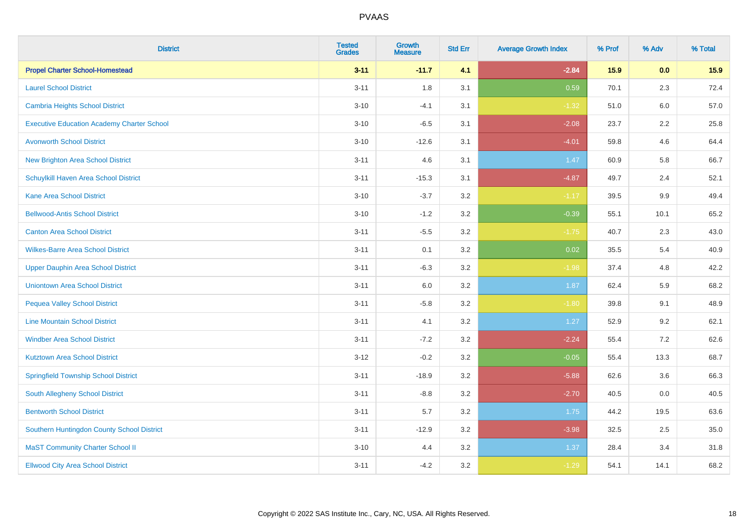# PVAAS

| District | Tested Grades | Growth Measure | Std Err | Average Growth Index | % Prof | % Adv | % Total |
|---|---|---|---|---|---|---|---|
| **Propel Charter School-Homestead** | **3-11** | **-11.7** | **4.1** | **-2.84** | **15.9** | **0.0** | **15.9** |
| Laurel School District | 3-11 | 1.8 | 3.1 | 0.59 | 70.1 | 2.3 | 72.4 |
| Cambria Heights School District | 3-10 | -4.1 | 3.1 | -1.32 | 51.0 | 6.0 | 57.0 |
| Executive Education Academy Charter School | 3-10 | -6.5 | 3.1 | -2.08 | 23.7 | 2.2 | 25.8 |
| Avonworth School District | 3-10 | -12.6 | 3.1 | -4.01 | 59.8 | 4.6 | 64.4 |
| New Brighton Area School District | 3-11 | 4.6 | 3.1 | 1.47 | 60.9 | 5.8 | 66.7 |
| Schuylkill Haven Area School District | 3-11 | -15.3 | 3.1 | -4.87 | 49.7 | 2.4 | 52.1 |
| Kane Area School District | 3-10 | -3.7 | 3.2 | -1.17 | 39.5 | 9.9 | 49.4 |
| Bellwood-Antis School District | 3-10 | -1.2 | 3.2 | -0.39 | 55.1 | 10.1 | 65.2 |
| Canton Area School District | 3-11 | -5.5 | 3.2 | -1.75 | 40.7 | 2.3 | 43.0 |
| Wilkes-Barre Area School District | 3-11 | 0.1 | 3.2 | 0.02 | 35.5 | 5.4 | 40.9 |
| Upper Dauphin Area School District | 3-11 | -6.3 | 3.2 | -1.98 | 37.4 | 4.8 | 42.2 |
| Uniontown Area School District | 3-11 | 6.0 | 3.2 | 1.87 | 62.4 | 5.9 | 68.2 |
| Pequea Valley School District | 3-11 | -5.8 | 3.2 | -1.80 | 39.8 | 9.1 | 48.9 |
| Line Mountain School District | 3-11 | 4.1 | 3.2 | 1.27 | 52.9 | 9.2 | 62.1 |
| Windber Area School District | 3-11 | -7.2 | 3.2 | -2.24 | 55.4 | 7.2 | 62.6 |
| Kutztown Area School District | 3-12 | -0.2 | 3.2 | -0.05 | 55.4 | 13.3 | 68.7 |
| Springfield Township School District | 3-11 | -18.9 | 3.2 | -5.88 | 62.6 | 3.6 | 66.3 |
| South Allegheny School District | 3-11 | -8.8 | 3.2 | -2.70 | 40.5 | 0.0 | 40.5 |
| Bentworth School District | 3-11 | 5.7 | 3.2 | 1.75 | 44.2 | 19.5 | 63.6 |
| Southern Huntingdon County School District | 3-11 | -12.9 | 3.2 | -3.98 | 32.5 | 2.5 | 35.0 |
| MaST Community Charter School II | 3-10 | 4.4 | 3.2 | 1.37 | 28.4 | 3.4 | 31.8 |
| Ellwood City Area School District | 3-11 | -4.2 | 3.2 | -1.29 | 54.1 | 14.1 | 68.2 |

Copyright © 2022 SAS Institute Inc., Cary, NC, USA. All Rights Reserved.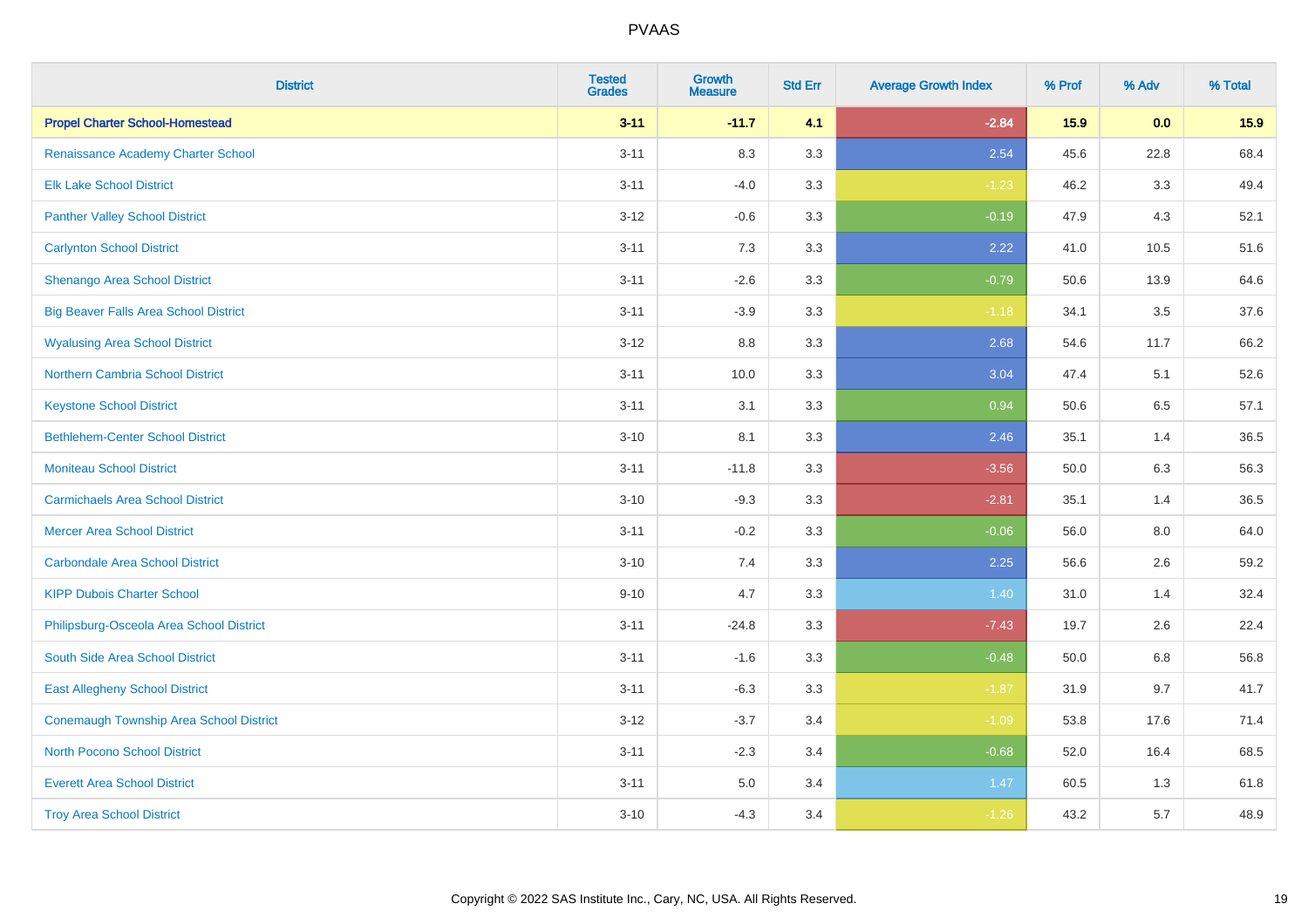| District | Tested Grades | Growth Measure | Std Err | Average Growth Index | % Prof | % Adv | % Total |
|---|---|---|---|---|---|---|---|
| **Propel Charter School-Homestead** | **3-11** | **-11.7** | **4.1** | **-2.84** | **15.9** | **0.0** | **15.9** |
| Renaissance Academy Charter School | 3-11 | 8.3 | 3.3 | 2.54 | 45.6 | 22.8 | 68.4 |
| Elk Lake School District | 3-11 | -4.0 | 3.3 | -1.23 | 46.2 | 3.3 | 49.4 |
| Panther Valley School District | 3-12 | -0.6 | 3.3 | -0.19 | 47.9 | 4.3 | 52.1 |
| Carlynton School District | 3-11 | 7.3 | 3.3 | 2.22 | 41.0 | 10.5 | 51.6 |
| Shenango Area School District | 3-11 | -2.6 | 3.3 | -0.79 | 50.6 | 13.9 | 64.6 |
| Big Beaver Falls Area School District | 3-11 | -3.9 | 3.3 | -1.18 | 34.1 | 3.5 | 37.6 |
| Wyalusing Area School District | 3-12 | 8.8 | 3.3 | 2.68 | 54.6 | 11.7 | 66.2 |
| Northern Cambria School District | 3-11 | 10.0 | 3.3 | 3.04 | 47.4 | 5.1 | 52.6 |
| Keystone School District | 3-11 | 3.1 | 3.3 | 0.94 | 50.6 | 6.5 | 57.1 |
| Bethlehem-Center School District | 3-10 | 8.1 | 3.3 | 2.46 | 35.1 | 1.4 | 36.5 |
| Moniteau School District | 3-11 | -11.8 | 3.3 | -3.56 | 50.0 | 6.3 | 56.3 |
| Carmichaels Area School District | 3-10 | -9.3 | 3.3 | -2.81 | 35.1 | 1.4 | 36.5 |
| Mercer Area School District | 3-11 | -0.2 | 3.3 | -0.06 | 56.0 | 8.0 | 64.0 |
| Carbondale Area School District | 3-10 | 7.4 | 3.3 | 2.25 | 56.6 | 2.6 | 59.2 |
| KIPP Dubois Charter School | 9-10 | 4.7 | 3.3 | 1.40 | 31.0 | 1.4 | 32.4 |
| Philipsburg-Osceola Area School District | 3-11 | -24.8 | 3.3 | -7.43 | 19.7 | 2.6 | 22.4 |
| South Side Area School District | 3-11 | -1.6 | 3.3 | -0.48 | 50.0 | 6.8 | 56.8 |
| East Allegheny School District | 3-11 | -6.3 | 3.3 | -1.87 | 31.9 | 9.7 | 41.7 |
| Conemaugh Township Area School District | 3-12 | -3.7 | 3.4 | -1.09 | 53.8 | 17.6 | 71.4 |
| North Pocono School District | 3-11 | -2.3 | 3.4 | -0.68 | 52.0 | 16.4 | 68.5 |
| Everett Area School District | 3-11 | 5.0 | 3.4 | 1.47 | 60.5 | 1.3 | 61.8 |
| Troy Area School District | 3-10 | -4.3 | 3.4 | -1.26 | 43.2 | 5.7 | 48.9 |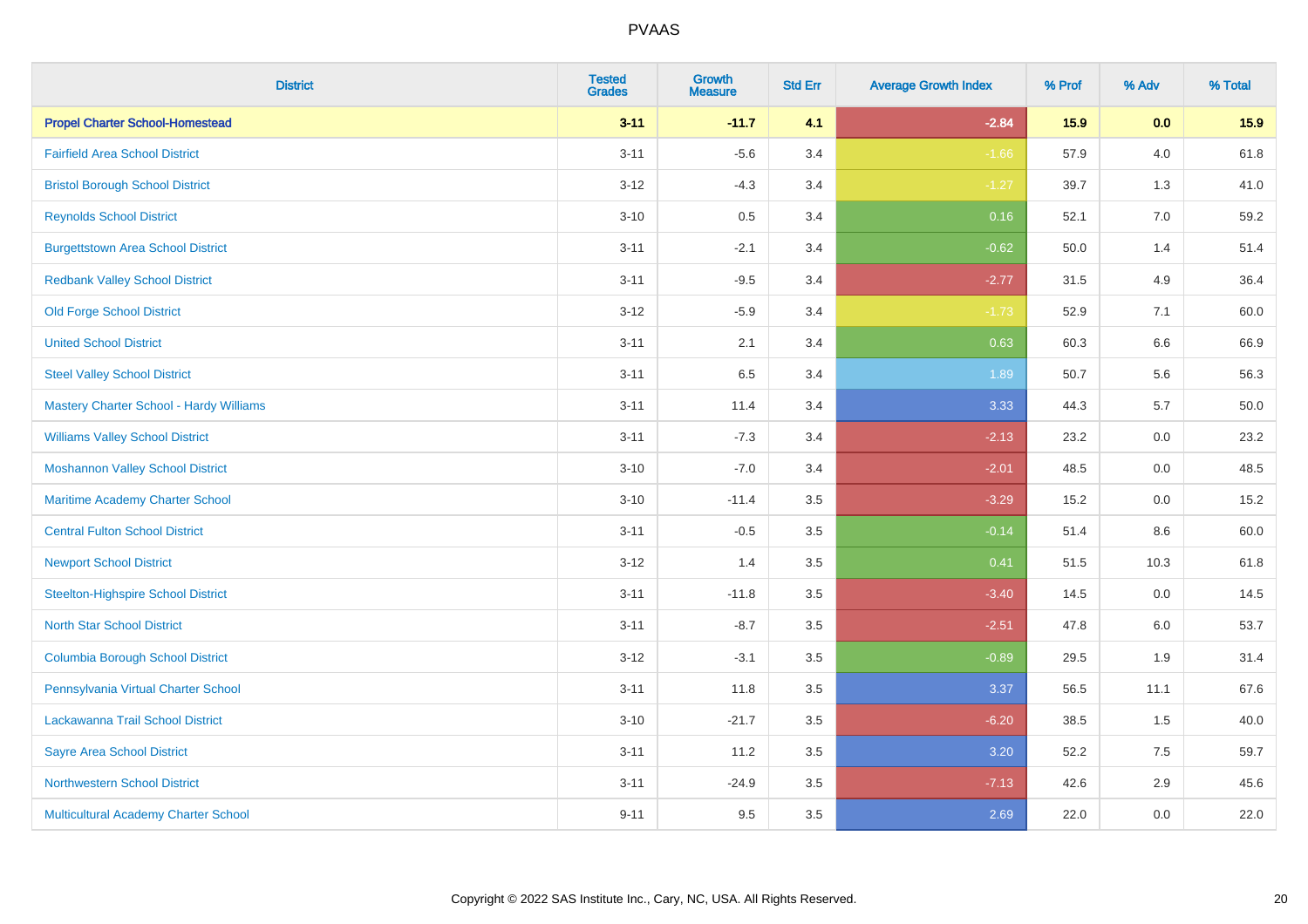PVAAS

| District | Tested Grades | Growth Measure | Std Err | Average Growth Index | % Prof | % Adv | % Total |
|---|---|---|---|---|---|---|---|
| **Propel Charter School-Homestead** | **3-11** | **-11.7** | **4.1** | **-2.84** | **15.9** | **0.0** | **15.9** |
| Fairfield Area School District | 3-11 | -5.6 | 3.4 | -1.66 | 57.9 | 4.0 | 61.8 |
| Bristol Borough School District | 3-12 | -4.3 | 3.4 | -1.27 | 39.7 | 1.3 | 41.0 |
| Reynolds School District | 3-10 | 0.5 | 3.4 | 0.16 | 52.1 | 7.0 | 59.2 |
| Burgettstown Area School District | 3-11 | -2.1 | 3.4 | -0.62 | 50.0 | 1.4 | 51.4 |
| Redbank Valley School District | 3-11 | -9.5 | 3.4 | -2.77 | 31.5 | 4.9 | 36.4 |
| Old Forge School District | 3-12 | -5.9 | 3.4 | -1.73 | 52.9 | 7.1 | 60.0 |
| United School District | 3-11 | 2.1 | 3.4 | 0.63 | 60.3 | 6.6 | 66.9 |
| Steel Valley School District | 3-11 | 6.5 | 3.4 | 1.89 | 50.7 | 5.6 | 56.3 |
| Mastery Charter School - Hardy Williams | 3-11 | 11.4 | 3.4 | 3.33 | 44.3 | 5.7 | 50.0 |
| Williams Valley School District | 3-11 | -7.3 | 3.4 | -2.13 | 23.2 | 0.0 | 23.2 |
| Moshannon Valley School District | 3-10 | -7.0 | 3.4 | -2.01 | 48.5 | 0.0 | 48.5 |
| Maritime Academy Charter School | 3-10 | -11.4 | 3.5 | -3.29 | 15.2 | 0.0 | 15.2 |
| Central Fulton School District | 3-11 | -0.5 | 3.5 | -0.14 | 51.4 | 8.6 | 60.0 |
| Newport School District | 3-12 | 1.4 | 3.5 | 0.41 | 51.5 | 10.3 | 61.8 |
| Steelton-Highspire School District | 3-11 | -11.8 | 3.5 | -3.40 | 14.5 | 0.0 | 14.5 |
| North Star School District | 3-11 | -8.7 | 3.5 | -2.51 | 47.8 | 6.0 | 53.7 |
| Columbia Borough School District | 3-12 | -3.1 | 3.5 | -0.89 | 29.5 | 1.9 | 31.4 |
| Pennsylvania Virtual Charter School | 3-11 | 11.8 | 3.5 | 3.37 | 56.5 | 11.1 | 67.6 |
| Lackawanna Trail School District | 3-10 | -21.7 | 3.5 | -6.20 | 38.5 | 1.5 | 40.0 |
| Sayre Area School District | 3-11 | 11.2 | 3.5 | 3.20 | 52.2 | 7.5 | 59.7 |
| Northwestern School District | 3-11 | -24.9 | 3.5 | -7.13 | 42.6 | 2.9 | 45.6 |
| Multicultural Academy Charter School | 9-11 | 9.5 | 3.5 | 2.69 | 22.0 | 0.0 | 22.0 |

Copyright © 2022 SAS Institute Inc., Cary, NC, USA. All Rights Reserved.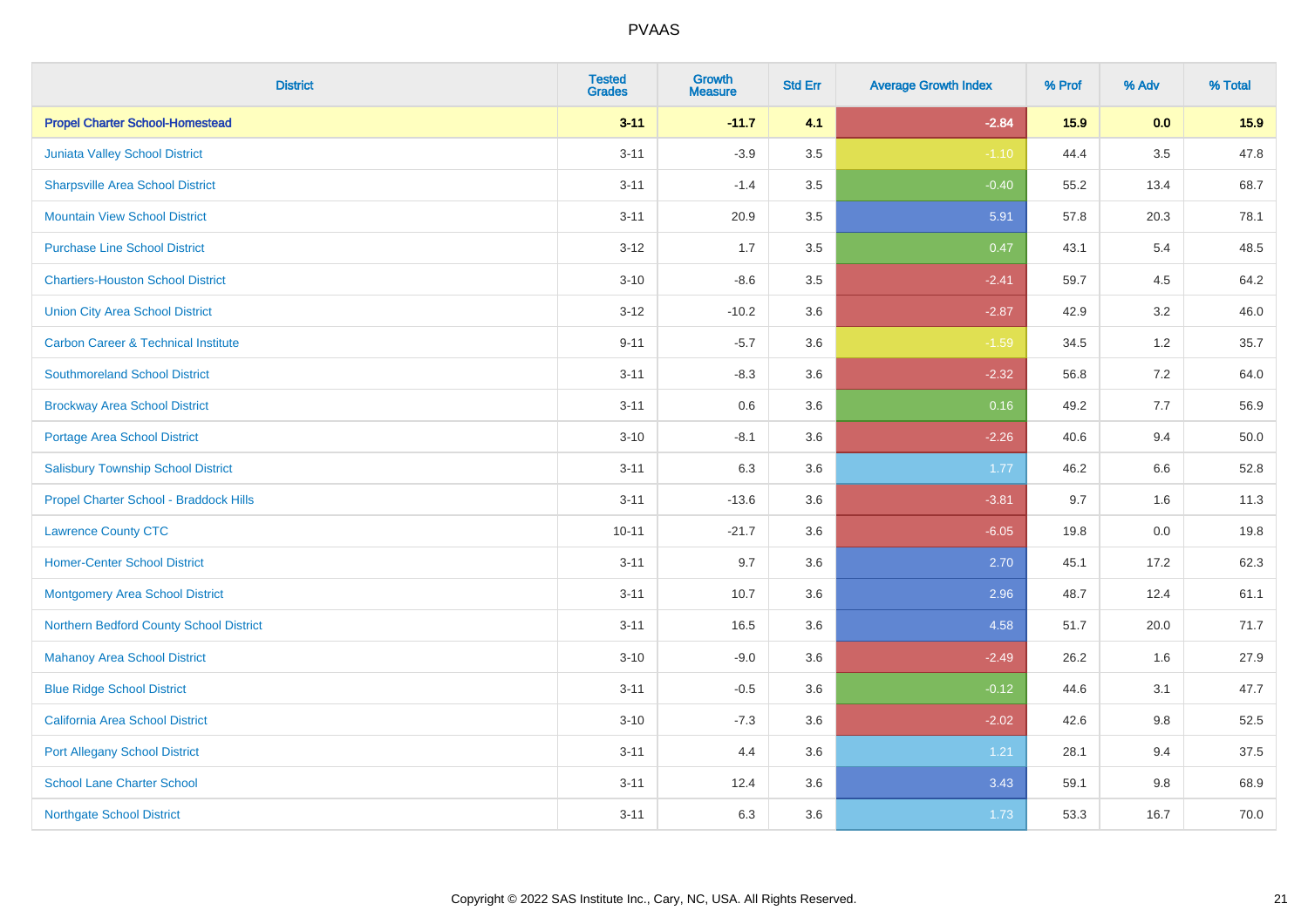| District | Tested Grades | Growth Measure | Std Err | Average Growth Index | % Prof | % Adv | % Total |
|---|---|---|---|---|---|---|---|
| **Propel Charter School-Homestead** | **3-11** | **-11.7** | **4.1** | **-2.84** | **15.9** | **0.0** | **15.9** |
| Juniata Valley School District | 3-11 | -3.9 | 3.5 | -1.10 | 44.4 | 3.5 | 47.8 |
| Sharpsville Area School District | 3-11 | -1.4 | 3.5 | -0.40 | 55.2 | 13.4 | 68.7 |
| Mountain View School District | 3-11 | 20.9 | 3.5 | 5.91 | 57.8 | 20.3 | 78.1 |
| Purchase Line School District | 3-12 | 1.7 | 3.5 | 0.47 | 43.1 | 5.4 | 48.5 |
| Chartiers-Houston School District | 3-10 | -8.6 | 3.5 | -2.41 | 59.7 | 4.5 | 64.2 |
| Union City Area School District | 3-12 | -10.2 | 3.6 | -2.87 | 42.9 | 3.2 | 46.0 |
| Carbon Career & Technical Institute | 9-11 | -5.7 | 3.6 | -1.59 | 34.5 | 1.2 | 35.7 |
| Southmoreland School District | 3-11 | -8.3 | 3.6 | -2.32 | 56.8 | 7.2 | 64.0 |
| Brockway Area School District | 3-11 | 0.6 | 3.6 | 0.16 | 49.2 | 7.7 | 56.9 |
| Portage Area School District | 3-10 | -8.1 | 3.6 | -2.26 | 40.6 | 9.4 | 50.0 |
| Salisbury Township School District | 3-11 | 6.3 | 3.6 | 1.77 | 46.2 | 6.6 | 52.8 |
| Propel Charter School - Braddock Hills | 3-11 | -13.6 | 3.6 | -3.81 | 9.7 | 1.6 | 11.3 |
| Lawrence County CTC | 10-11 | -21.7 | 3.6 | -6.05 | 19.8 | 0.0 | 19.8 |
| Homer-Center School District | 3-11 | 9.7 | 3.6 | 2.70 | 45.1 | 17.2 | 62.3 |
| Montgomery Area School District | 3-11 | 10.7 | 3.6 | 2.96 | 48.7 | 12.4 | 61.1 |
| Northern Bedford County School District | 3-11 | 16.5 | 3.6 | 4.58 | 51.7 | 20.0 | 71.7 |
| Mahanoy Area School District | 3-10 | -9.0 | 3.6 | -2.49 | 26.2 | 1.6 | 27.9 |
| Blue Ridge School District | 3-11 | -0.5 | 3.6 | -0.12 | 44.6 | 3.1 | 47.7 |
| California Area School District | 3-10 | -7.3 | 3.6 | -2.02 | 42.6 | 9.8 | 52.5 |
| Port Allegany School District | 3-11 | 4.4 | 3.6 | 1.21 | 28.1 | 9.4 | 37.5 |
| School Lane Charter School | 3-11 | 12.4 | 3.6 | 3.43 | 59.1 | 9.8 | 68.9 |
| Northgate School District | 3-11 | 6.3 | 3.6 | 1.73 | 53.3 | 16.7 | 70.0 |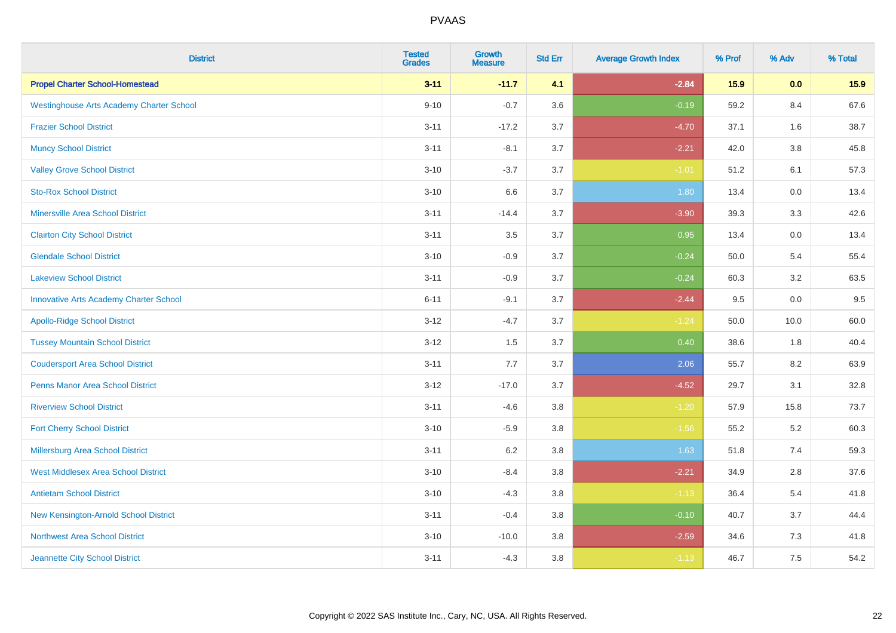# PVAAS

| District | Tested Grades | Growth Measure | Std Err | Average Growth Index | % Prof | % Adv | % Total |
|---|---|---|---|---|---|---|---|
| **Propel Charter School-Homestead** | **3-11** | **-11.7** | **4.1** | **-2.84** | **15.9** | **0.0** | **15.9** |
| Westinghouse Arts Academy Charter School | 9-10 | -0.7 | 3.6 | -0.19 | 59.2 | 8.4 | 67.6 |
| Frazier School District | 3-11 | -17.2 | 3.7 | -4.70 | 37.1 | 1.6 | 38.7 |
| Muncy School District | 3-11 | -8.1 | 3.7 | -2.21 | 42.0 | 3.8 | 45.8 |
| Valley Grove School District | 3-10 | -3.7 | 3.7 | -1.01 | 51.2 | 6.1 | 57.3 |
| Sto-Rox School District | 3-10 | 6.6 | 3.7 | 1.80 | 13.4 | 0.0 | 13.4 |
| Minersville Area School District | 3-11 | -14.4 | 3.7 | -3.90 | 39.3 | 3.3 | 42.6 |
| Clairton City School District | 3-11 | 3.5 | 3.7 | 0.95 | 13.4 | 0.0 | 13.4 |
| Glendale School District | 3-10 | -0.9 | 3.7 | -0.24 | 50.0 | 5.4 | 55.4 |
| Lakeview School District | 3-11 | -0.9 | 3.7 | -0.24 | 60.3 | 3.2 | 63.5 |
| Innovative Arts Academy Charter School | 6-11 | -9.1 | 3.7 | -2.44 | 9.5 | 0.0 | 9.5 |
| Apollo-Ridge School District | 3-12 | -4.7 | 3.7 | -1.24 | 50.0 | 10.0 | 60.0 |
| Tussey Mountain School District | 3-12 | 1.5 | 3.7 | 0.40 | 38.6 | 1.8 | 40.4 |
| Coudersport Area School District | 3-11 | 7.7 | 3.7 | 2.06 | 55.7 | 8.2 | 63.9 |
| Penns Manor Area School District | 3-12 | -17.0 | 3.7 | -4.52 | 29.7 | 3.1 | 32.8 |
| Riverview School District | 3-11 | -4.6 | 3.8 | -1.20 | 57.9 | 15.8 | 73.7 |
| Fort Cherry School District | 3-10 | -5.9 | 3.8 | -1.56 | 55.2 | 5.2 | 60.3 |
| Millersburg Area School District | 3-11 | 6.2 | 3.8 | 1.63 | 51.8 | 7.4 | 59.3 |
| West Middlesex Area School District | 3-10 | -8.4 | 3.8 | -2.21 | 34.9 | 2.8 | 37.6 |
| Antietam School District | 3-10 | -4.3 | 3.8 | -1.13 | 36.4 | 5.4 | 41.8 |
| New Kensington-Arnold School District | 3-11 | -0.4 | 3.8 | -0.10 | 40.7 | 3.7 | 44.4 |
| Northwest Area School District | 3-10 | -10.0 | 3.8 | -2.59 | 34.6 | 7.3 | 41.8 |
| Jeannette City School District | 3-11 | -4.3 | 3.8 | -1.13 | 46.7 | 7.5 | 54.2 |

Copyright © 2022 SAS Institute Inc., Cary, NC, USA. All Rights Reserved.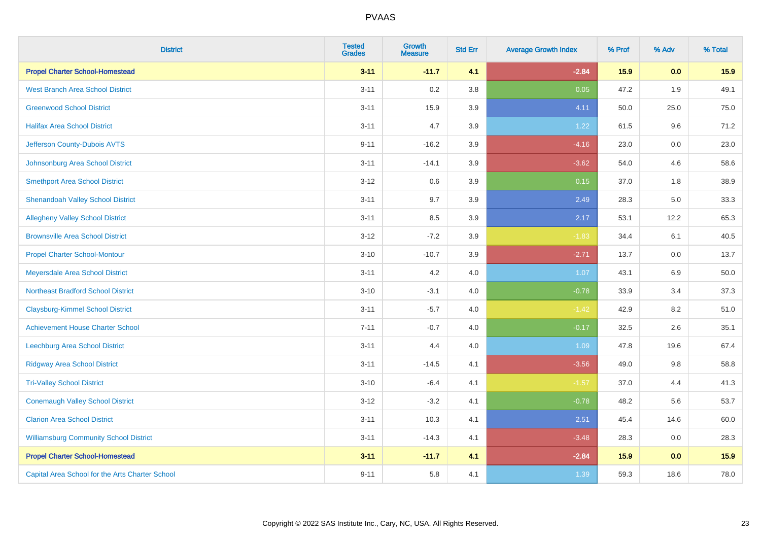# PVAAS

| District | Tested Grades | Growth Measure | Std Err | Average Growth Index | % Prof | % Adv | % Total |
|---|---|---|---|---|---|---|---|
| **Propel Charter School-Homestead** | **3-11** | **-11.7** | **4.1** | **-2.84** | **15.9** | **0.0** | **15.9** |
| West Branch Area School District | 3-11 | 0.2 | 3.8 | 0.05 | 47.2 | 1.9 | 49.1 |
| Greenwood School District | 3-11 | 15.9 | 3.9 | 4.11 | 50.0 | 25.0 | 75.0 |
| Halifax Area School District | 3-11 | 4.7 | 3.9 | 1.22 | 61.5 | 9.6 | 71.2 |
| Jefferson County-Dubois AVTS | 9-11 | -16.2 | 3.9 | -4.16 | 23.0 | 0.0 | 23.0 |
| Johnsonburg Area School District | 3-11 | -14.1 | 3.9 | -3.62 | 54.0 | 4.6 | 58.6 |
| Smethport Area School District | 3-12 | 0.6 | 3.9 | 0.15 | 37.0 | 1.8 | 38.9 |
| Shenandoah Valley School District | 3-11 | 9.7 | 3.9 | 2.49 | 28.3 | 5.0 | 33.3 |
| Allegheny Valley School District | 3-11 | 8.5 | 3.9 | 2.17 | 53.1 | 12.2 | 65.3 |
| Brownsville Area School District | 3-12 | -7.2 | 3.9 | -1.83 | 34.4 | 6.1 | 40.5 |
| Propel Charter School-Montour | 3-10 | -10.7 | 3.9 | -2.71 | 13.7 | 0.0 | 13.7 |
| Meyersdale Area School District | 3-11 | 4.2 | 4.0 | 1.07 | 43.1 | 6.9 | 50.0 |
| Northeast Bradford School District | 3-10 | -3.1 | 4.0 | -0.78 | 33.9 | 3.4 | 37.3 |
| Claysburg-Kimmel School District | 3-11 | -5.7 | 4.0 | -1.42 | 42.9 | 8.2 | 51.0 |
| Achievement House Charter School | 7-11 | -0.7 | 4.0 | -0.17 | 32.5 | 2.6 | 35.1 |
| Leechburg Area School District | 3-11 | 4.4 | 4.0 | 1.09 | 47.8 | 19.6 | 67.4 |
| Ridgway Area School District | 3-11 | -14.5 | 4.1 | -3.56 | 49.0 | 9.8 | 58.8 |
| Tri-Valley School District | 3-10 | -6.4 | 4.1 | -1.57 | 37.0 | 4.4 | 41.3 |
| Conemaugh Valley School District | 3-12 | -3.2 | 4.1 | -0.78 | 48.2 | 5.6 | 53.7 |
| Clarion Area School District | 3-11 | 10.3 | 4.1 | 2.51 | 45.4 | 14.6 | 60.0 |
| Williamsburg Community School District | 3-11 | -14.3 | 4.1 | -3.48 | 28.3 | 0.0 | 28.3 |
| **Propel Charter School-Homestead** | **3-11** | **-11.7** | **4.1** | **-2.84** | **15.9** | **0.0** | **15.9** |
| Capital Area School for the Arts Charter School | 9-11 | 5.8 | 4.1 | 1.39 | 59.3 | 18.6 | 78.0 |

Copyright © 2022 SAS Institute Inc., Cary, NC, USA. All Rights Reserved.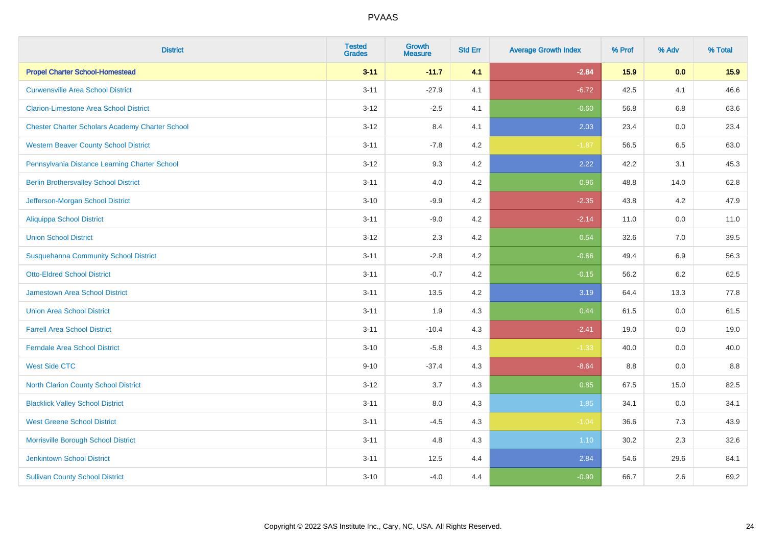# PVAAS

| District | Tested Grades | Growth Measure | Std Err | Average Growth Index | % Prof | % Adv | % Total |
|---|---|---|---|---|---|---|---|
| **Propel Charter School-Homestead** | **3-11** | **-11.7** | **4.1** | **-2.84** | **15.9** | **0.0** | **15.9** |
| Curwensville Area School District | 3-11 | -27.9 | 4.1 | -6.72 | 42.5 | 4.1 | 46.6 |
| Clarion-Limestone Area School District | 3-12 | -2.5 | 4.1 | -0.60 | 56.8 | 6.8 | 63.6 |
| Chester Charter Scholars Academy Charter School | 3-12 | 8.4 | 4.1 | 2.03 | 23.4 | 0.0 | 23.4 |
| Western Beaver County School District | 3-11 | -7.8 | 4.2 | -1.87 | 56.5 | 6.5 | 63.0 |
| Pennsylvania Distance Learning Charter School | 3-12 | 9.3 | 4.2 | 2.22 | 42.2 | 3.1 | 45.3 |
| Berlin Brothersvalley School District | 3-11 | 4.0 | 4.2 | 0.96 | 48.8 | 14.0 | 62.8 |
| Jefferson-Morgan School District | 3-10 | -9.9 | 4.2 | -2.35 | 43.8 | 4.2 | 47.9 |
| Aliquippa School District | 3-11 | -9.0 | 4.2 | -2.14 | 11.0 | 0.0 | 11.0 |
| Union School District | 3-12 | 2.3 | 4.2 | 0.54 | 32.6 | 7.0 | 39.5 |
| Susquehanna Community School District | 3-11 | -2.8 | 4.2 | -0.66 | 49.4 | 6.9 | 56.3 |
| Otto-Eldred School District | 3-11 | -0.7 | 4.2 | -0.15 | 56.2 | 6.2 | 62.5 |
| Jamestown Area School District | 3-11 | 13.5 | 4.2 | 3.19 | 64.4 | 13.3 | 77.8 |
| Union Area School District | 3-11 | 1.9 | 4.3 | 0.44 | 61.5 | 0.0 | 61.5 |
| Farrell Area School District | 3-11 | -10.4 | 4.3 | -2.41 | 19.0 | 0.0 | 19.0 |
| Ferndale Area School District | 3-10 | -5.8 | 4.3 | -1.33 | 40.0 | 0.0 | 40.0 |
| West Side CTC | 9-10 | -37.4 | 4.3 | -8.64 | 8.8 | 0.0 | 8.8 |
| North Clarion County School District | 3-12 | 3.7 | 4.3 | 0.85 | 67.5 | 15.0 | 82.5 |
| Blacklick Valley School District | 3-11 | 8.0 | 4.3 | 1.85 | 34.1 | 0.0 | 34.1 |
| West Greene School District | 3-11 | -4.5 | 4.3 | -1.04 | 36.6 | 7.3 | 43.9 |
| Morrisville Borough School District | 3-11 | 4.8 | 4.3 | 1.10 | 30.2 | 2.3 | 32.6 |
| Jenkintown School District | 3-11 | 12.5 | 4.4 | 2.84 | 54.6 | 29.6 | 84.1 |
| Sullivan County School District | 3-10 | -4.0 | 4.4 | -0.90 | 66.7 | 2.6 | 69.2 |

Copyright © 2022 SAS Institute Inc., Cary, NC, USA. All Rights Reserved.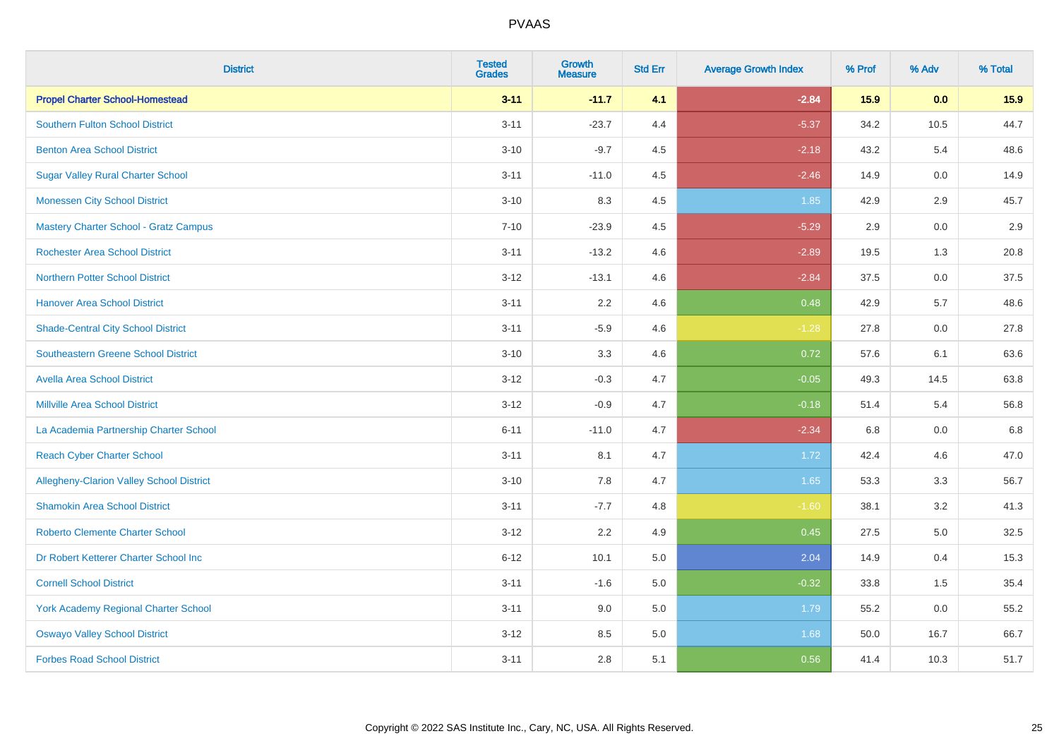# PVAAS

| District | Tested Grades | Growth Measure | Std Err | Average Growth Index | % Prof | % Adv | % Total |
|---|---|---|---|---|---|---|---|
| **Propel Charter School-Homestead** | **3-11** | **-11.7** | **4.1** | **-2.84** | **15.9** | **0.0** | **15.9** |
| Southern Fulton School District | 3-11 | -23.7 | 4.4 | -5.37 | 34.2 | 10.5 | 44.7 |
| Benton Area School District | 3-10 | -9.7 | 4.5 | -2.18 | 43.2 | 5.4 | 48.6 |
| Sugar Valley Rural Charter School | 3-11 | -11.0 | 4.5 | -2.46 | 14.9 | 0.0 | 14.9 |
| Monessen City School District | 3-10 | 8.3 | 4.5 | 1.85 | 42.9 | 2.9 | 45.7 |
| Mastery Charter School - Gratz Campus | 7-10 | -23.9 | 4.5 | -5.29 | 2.9 | 0.0 | 2.9 |
| Rochester Area School District | 3-11 | -13.2 | 4.6 | -2.89 | 19.5 | 1.3 | 20.8 |
| Northern Potter School District | 3-12 | -13.1 | 4.6 | -2.84 | 37.5 | 0.0 | 37.5 |
| Hanover Area School District | 3-11 | 2.2 | 4.6 | 0.48 | 42.9 | 5.7 | 48.6 |
| Shade-Central City School District | 3-11 | -5.9 | 4.6 | -1.28 | 27.8 | 0.0 | 27.8 |
| Southeastern Greene School District | 3-10 | 3.3 | 4.6 | 0.72 | 57.6 | 6.1 | 63.6 |
| Avella Area School District | 3-12 | -0.3 | 4.7 | -0.05 | 49.3 | 14.5 | 63.8 |
| Millville Area School District | 3-12 | -0.9 | 4.7 | -0.18 | 51.4 | 5.4 | 56.8 |
| La Academia Partnership Charter School | 6-11 | -11.0 | 4.7 | -2.34 | 6.8 | 0.0 | 6.8 |
| Reach Cyber Charter School | 3-11 | 8.1 | 4.7 | 1.72 | 42.4 | 4.6 | 47.0 |
| Allegheny-Clarion Valley School District | 3-10 | 7.8 | 4.7 | 1.65 | 53.3 | 3.3 | 56.7 |
| Shamokin Area School District | 3-11 | -7.7 | 4.8 | -1.60 | 38.1 | 3.2 | 41.3 |
| Roberto Clemente Charter School | 3-12 | 2.2 | 4.9 | 0.45 | 27.5 | 5.0 | 32.5 |
| Dr Robert Ketterer Charter School Inc | 6-12 | 10.1 | 5.0 | 2.04 | 14.9 | 0.4 | 15.3 |
| Cornell School District | 3-11 | -1.6 | 5.0 | -0.32 | 33.8 | 1.5 | 35.4 |
| York Academy Regional Charter School | 3-11 | 9.0 | 5.0 | 1.79 | 55.2 | 0.0 | 55.2 |
| Oswayo Valley School District | 3-12 | 8.5 | 5.0 | 1.68 | 50.0 | 16.7 | 66.7 |
| Forbes Road School District | 3-11 | 2.8 | 5.1 | 0.56 | 41.4 | 10.3 | 51.7 |

Copyright © 2022 SAS Institute Inc., Cary, NC, USA. All Rights Reserved.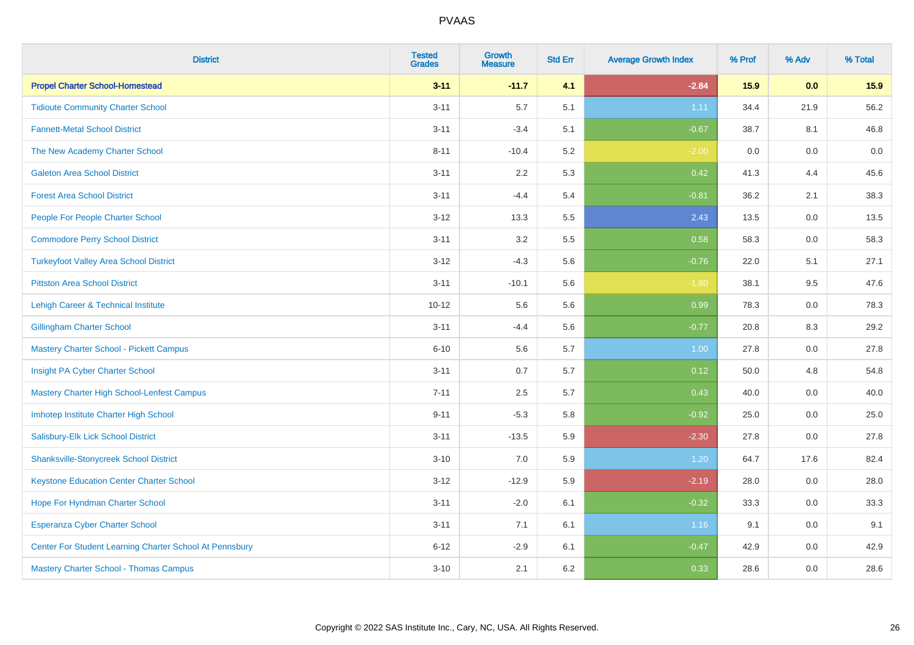# PVAAS

| District | Tested Grades | Growth Measure | Std Err | Average Growth Index | % Prof | % Adv | % Total |
|---|---|---|---|---|---|---|---|
| **Propel Charter School-Homestead** | **3-11** | **-11.7** | **4.1** | **-2.84** | **15.9** | **0.0** | **15.9** |
| Tidioute Community Charter School | 3-11 | 5.7 | 5.1 | 1.11 | 34.4 | 21.9 | 56.2 |
| Fannett-Metal School District | 3-11 | -3.4 | 5.1 | -0.67 | 38.7 | 8.1 | 46.8 |
| The New Academy Charter School | 8-11 | -10.4 | 5.2 | -2.00 | 0.0 | 0.0 | 0.0 |
| Galeton Area School District | 3-11 | 2.2 | 5.3 | 0.42 | 41.3 | 4.4 | 45.6 |
| Forest Area School District | 3-11 | -4.4 | 5.4 | -0.81 | 36.2 | 2.1 | 38.3 |
| People For People Charter School | 3-12 | 13.3 | 5.5 | 2.43 | 13.5 | 0.0 | 13.5 |
| Commodore Perry School District | 3-11 | 3.2 | 5.5 | 0.58 | 58.3 | 0.0 | 58.3 |
| Turkeyfoot Valley Area School District | 3-12 | -4.3 | 5.6 | -0.76 | 22.0 | 5.1 | 27.1 |
| Pittston Area School District | 3-11 | -10.1 | 5.6 | -1.80 | 38.1 | 9.5 | 47.6 |
| Lehigh Career & Technical Institute | 10-12 | 5.6 | 5.6 | 0.99 | 78.3 | 0.0 | 78.3 |
| Gillingham Charter School | 3-11 | -4.4 | 5.6 | -0.77 | 20.8 | 8.3 | 29.2 |
| Mastery Charter School - Pickett Campus | 6-10 | 5.6 | 5.7 | 1.00 | 27.8 | 0.0 | 27.8 |
| Insight PA Cyber Charter School | 3-11 | 0.7 | 5.7 | 0.12 | 50.0 | 4.8 | 54.8 |
| Mastery Charter High School-Lenfest Campus | 7-11 | 2.5 | 5.7 | 0.43 | 40.0 | 0.0 | 40.0 |
| Imhotep Institute Charter High School | 9-11 | -5.3 | 5.8 | -0.92 | 25.0 | 0.0 | 25.0 |
| Salisbury-Elk Lick School District | 3-11 | -13.5 | 5.9 | -2.30 | 27.8 | 0.0 | 27.8 |
| Shanksville-Stonycreek School District | 3-10 | 7.0 | 5.9 | 1.20 | 64.7 | 17.6 | 82.4 |
| Keystone Education Center Charter School | 3-12 | -12.9 | 5.9 | -2.19 | 28.0 | 0.0 | 28.0 |
| Hope For Hyndman Charter School | 3-11 | -2.0 | 6.1 | -0.32 | 33.3 | 0.0 | 33.3 |
| Esperanza Cyber Charter School | 3-11 | 7.1 | 6.1 | 1.16 | 9.1 | 0.0 | 9.1 |
| Center For Student Learning Charter School At Pennsbury | 6-12 | -2.9 | 6.1 | -0.47 | 42.9 | 0.0 | 42.9 |
| Mastery Charter School - Thomas Campus | 3-10 | 2.1 | 6.2 | 0.33 | 28.6 | 0.0 | 28.6 |

Copyright © 2022 SAS Institute Inc., Cary, NC, USA. All Rights Reserved.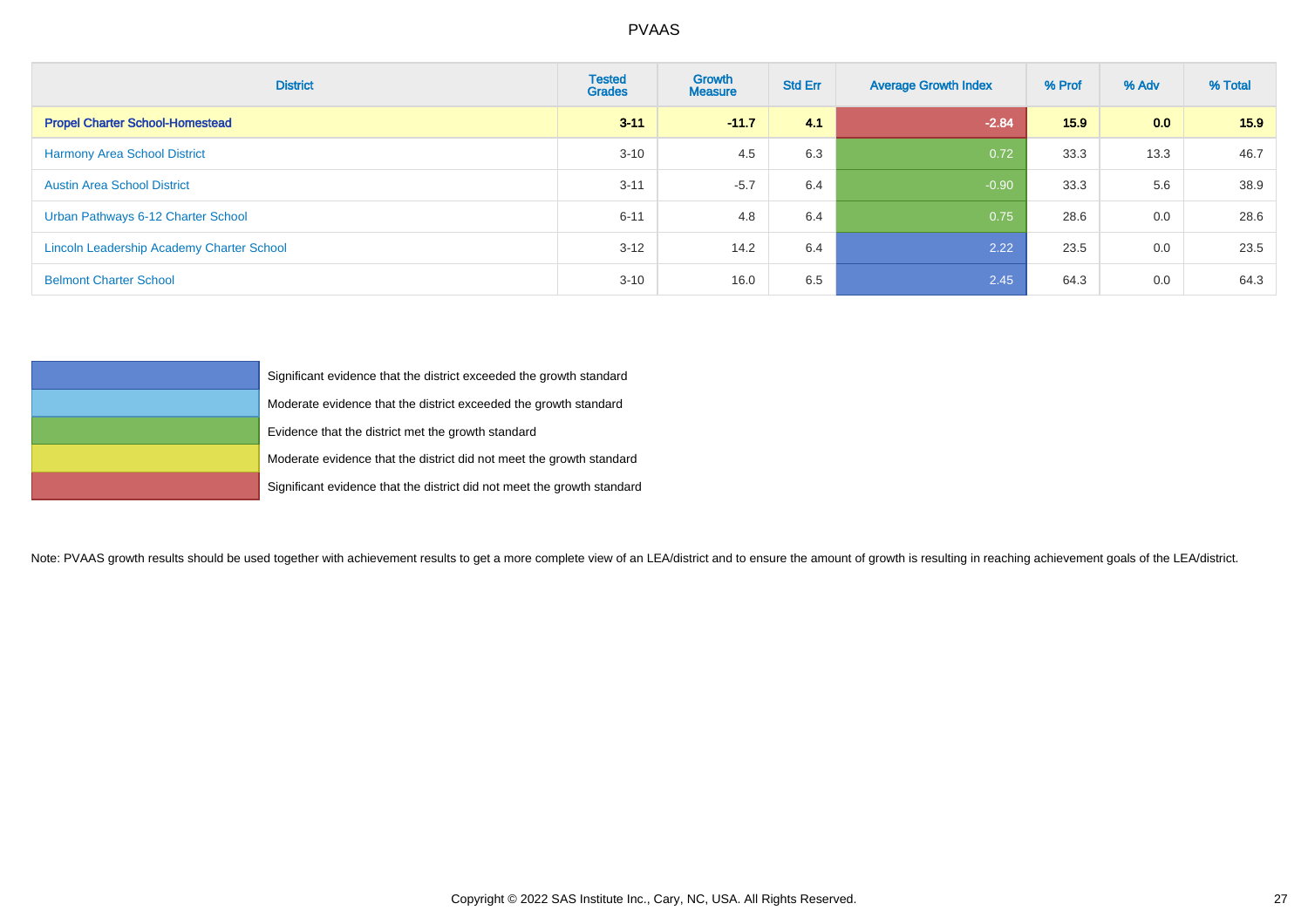# PVAAS

| District | Tested Grades | Growth Measure | Std Err | Average Growth Index | % Prof | % Adv | % Total |
|---|---|---|---|---|---|---|---|
| **Propel Charter School-Homestead** | **3-11** | **-11.7** | **4.1** | **-2.84** | **15.9** | **0.0** | **15.9** |
| Harmony Area School District | 3-10 | 4.5 | 6.3 | 0.72 | 33.3 | 13.3 | 46.7 |
| Austin Area School District | 3-11 | -5.7 | 6.4 | -0.90 | 33.3 | 5.6 | 38.9 |
| Urban Pathways 6-12 Charter School | 6-11 | 4.8 | 6.4 | 0.75 | 28.6 | 0.0 | 28.6 |
| Lincoln Leadership Academy Charter School | 3-12 | 14.2 | 6.4 | 2.22 | 23.5 | 0.0 | 23.5 |
| Belmont Charter School | 3-10 | 16.0 | 6.5 | 2.45 | 64.3 | 0.0 | 64.3 |

Significant evidence that the district exceeded the growth standard

Moderate evidence that the district exceeded the growth standard

Evidence that the district met the growth standard

Moderate evidence that the district did not meet the growth standard

Significant evidence that the district did not meet the growth standard

Note: PVAAS growth results should be used together with achievement results to get a more complete view of an LEA/district and to ensure the amount of growth is resulting in reaching achievement goals of the LEA/district.

Copyright © 2022 SAS Institute Inc., Cary, NC, USA. All Rights Reserved.